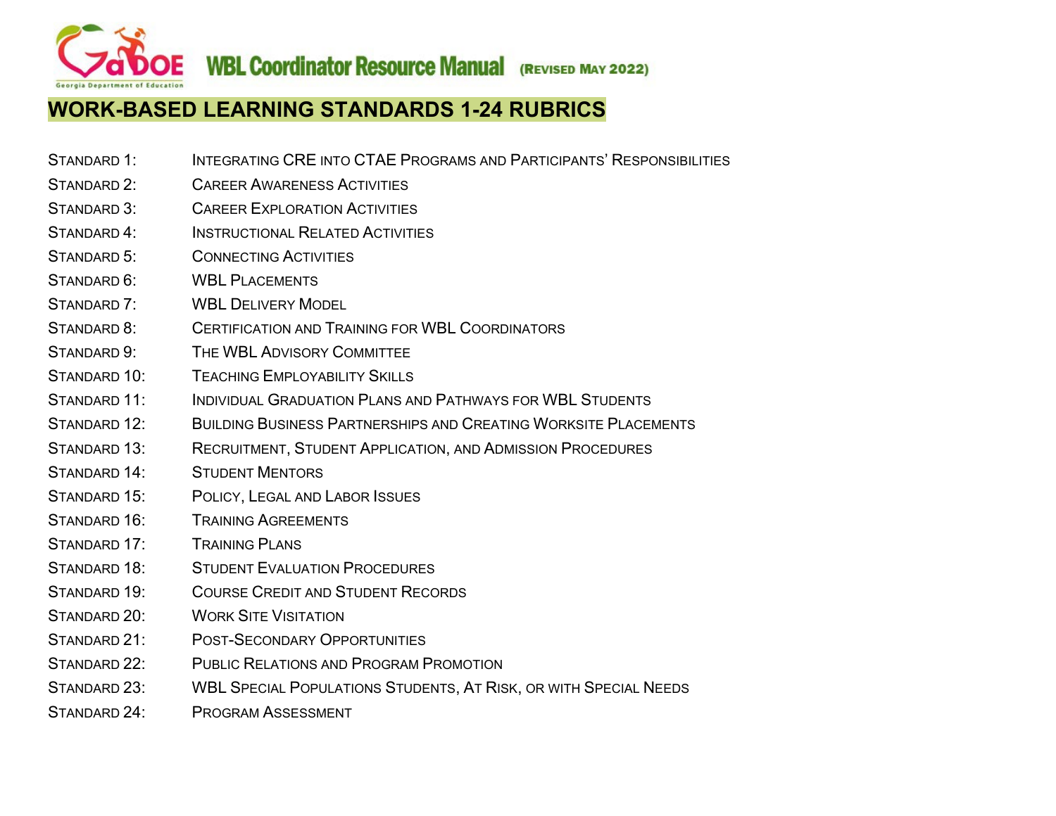# WBL Coordinator Resource Manual (Revised May 2022)

## WORK-BASED LEARNING STANDARDS 1-24 RUBRICS

| | |
|---|---|
| Standard 1: | Integrating CRE into CTAE Programs and Participants' Responsibilities |
| Standard 2: | Career Awareness Activities |
| Standard 3: | Career Exploration Activities |
| Standard 4: | Instructional Related Activities |
| Standard 5: | Connecting Activities |
| Standard 6: | WBL Placements |
| Standard 7: | WBL Delivery Model |
| Standard 8: | Certification and Training for WBL Coordinators |
| Standard 9: | The WBL Advisory Committee |
| Standard 10: | Teaching Employability Skills |
| Standard 11: | Individual Graduation Plans and Pathways for WBL Students |
| Standard 12: | Building Business Partnerships and Creating Worksite Placements |
| Standard 13: | Recruitment, Student Application, and Admission Procedures |
| Standard 14: | Student Mentors |
| Standard 15: | Policy, Legal and Labor Issues |
| Standard 16: | Training Agreements |
| Standard 17: | Training Plans |
| Standard 18: | Student Evaluation Procedures |
| Standard 19: | Course Credit and Student Records |
| Standard 20: | Work Site Visitation |
| Standard 21: | Post-Secondary Opportunities |
| Standard 22: | Public Relations and Program Promotion |
| Standard 23: | WBL Special Populations Students, At Risk, or with Special Needs |
| Standard 24: | Program Assessment |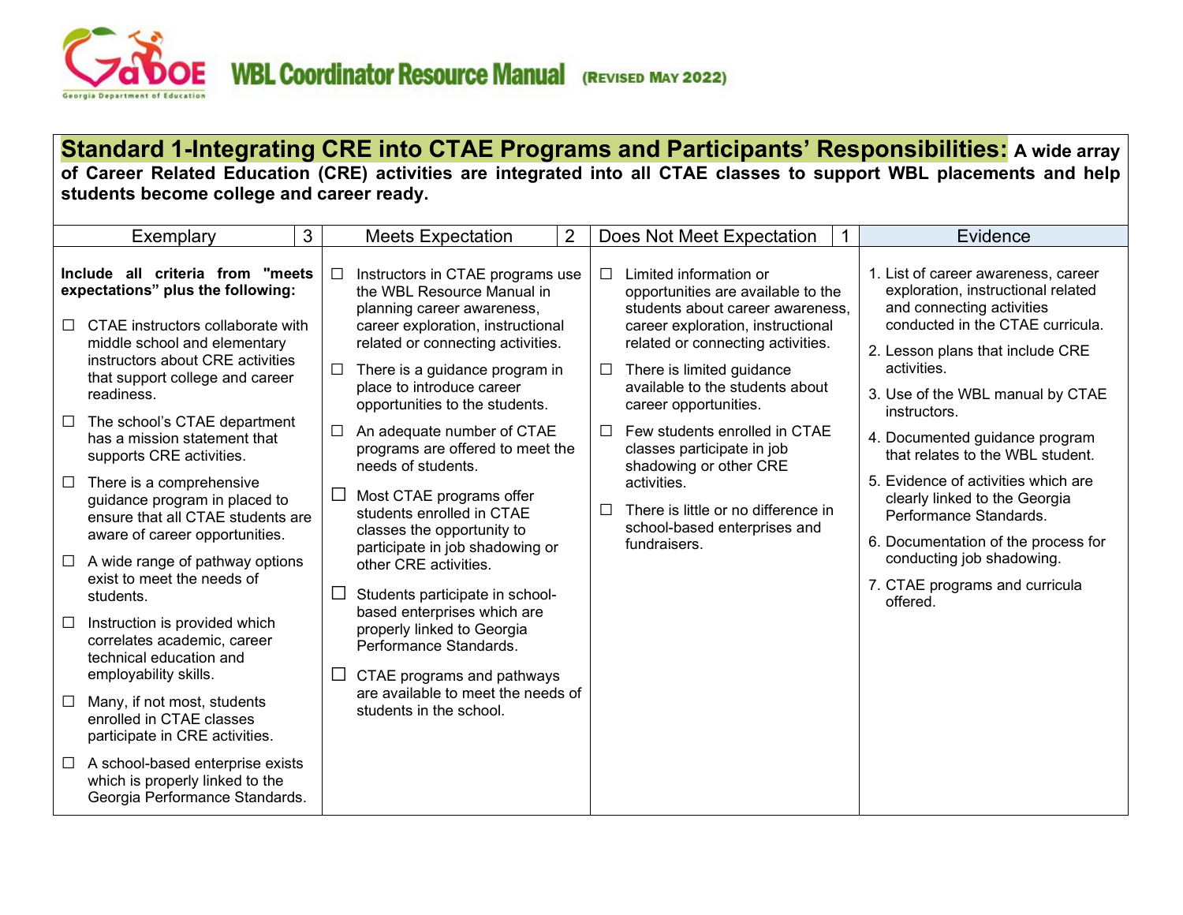## Standard 1-Integrating CRE into CTAE Programs and Participants' Responsibilities: A wide array of Career Related Education (CRE) activities are integrated into all CTAE classes to support WBL placements and help students become college and career ready.

| Exemplary 3 | Meets Expectation 2 | Does Not Meet Expectation 1 | Evidence |
|---|---|---|---|
| **Include all criteria from "meets expectations" plus the following:**<br><br>☐ CTAE instructors collaborate with middle school and elementary instructors about CRE activities that support college and career readiness.<br><br>☐ The school's CTAE department has a mission statement that supports CRE activities.<br><br>☐ There is a comprehensive guidance program in placed to ensure that all CTAE students are aware of career opportunities.<br><br>☐ A wide range of pathway options exist to meet the needs of students.<br><br>☐ Instruction is provided which correlates academic, career technical education and employability skills.<br><br>☐ Many, if not most, students enrolled in CTAE classes participate in CRE activities.<br><br>☐ A school-based enterprise exists which is properly linked to the Georgia Performance Standards. | ☐ Instructors in CTAE programs use the WBL Resource Manual in planning career awareness, career exploration, instructional related or connecting activities.<br><br>☐ There is a guidance program in place to introduce career opportunities to the students.<br><br>☐ An adequate number of CTAE programs are offered to meet the needs of students.<br><br>☐ Most CTAE programs offer students enrolled in CTAE classes the opportunity to participate in job shadowing or other CRE activities.<br><br>☐ Students participate in school-based enterprises which are properly linked to Georgia Performance Standards.<br><br>☐ CTAE programs and pathways are available to meet the needs of students in the school. | ☐ Limited information or opportunities are available to the students about career awareness, career exploration, instructional related or connecting activities.<br><br>☐ There is limited guidance available to the students about career opportunities.<br><br>☐ Few students enrolled in CTAE classes participate in job shadowing or other CRE activities.<br><br>☐ There is little or no difference in school-based enterprises and fundraisers. | 1. List of career awareness, career exploration, instructional related and connecting activities conducted in the CTAE curricula.<br><br>2. Lesson plans that include CRE activities.<br><br>3. Use of the WBL manual by CTAE instructors.<br><br>4. Documented guidance program that relates to the WBL student.<br><br>5. Evidence of activities which are clearly linked to the Georgia Performance Standards.<br><br>6. Documentation of the process for conducting job shadowing.<br><br>7. CTAE programs and curricula offered. |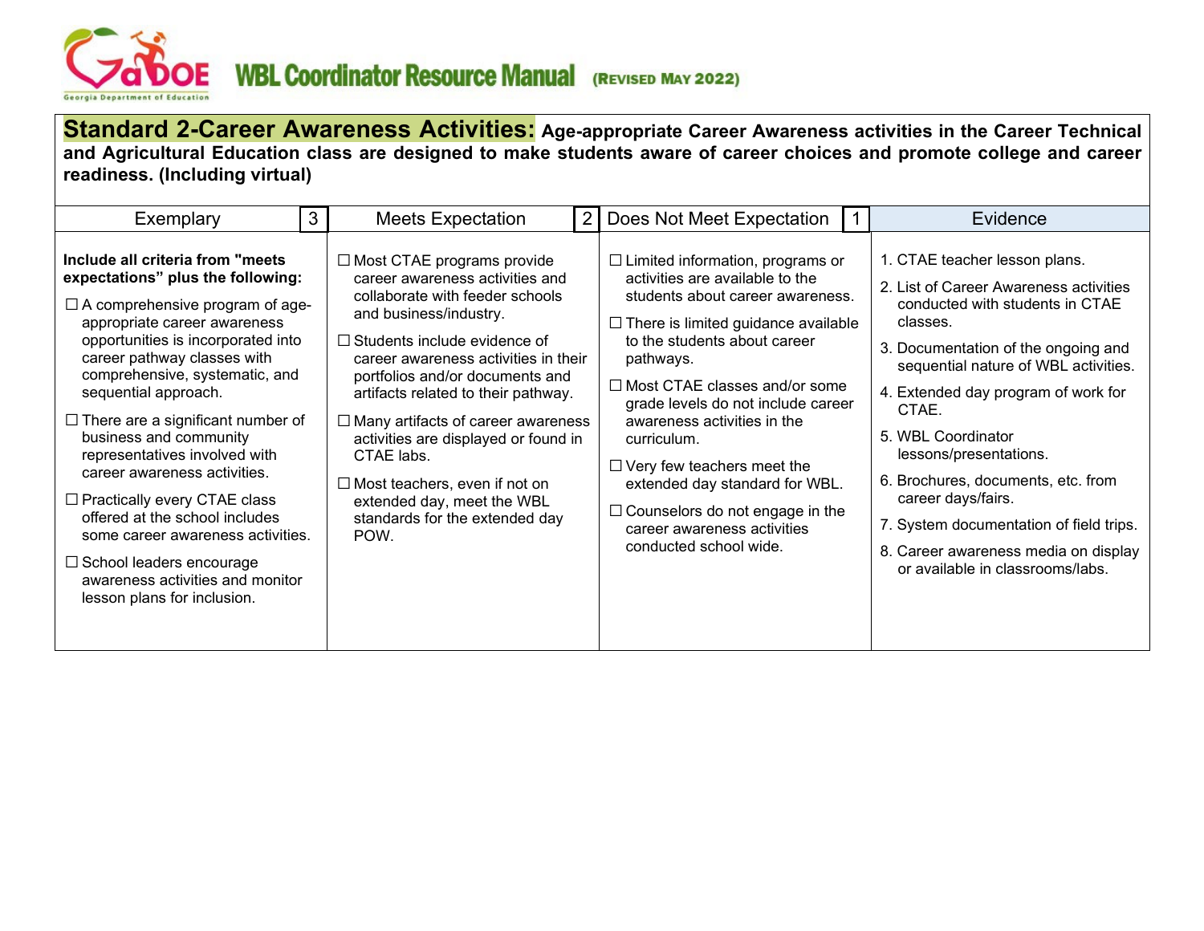**Standard 2-Career Awareness Activities:** **Age-appropriate Career Awareness activities in the Career Technical and Agricultural Education class are designed to make students aware of career choices and promote college and career readiness. (Including virtual)**

| Exemplary 3 | Meets Expectation 2 | Does Not Meet Expectation 1 | Evidence |
|---|---|---|---|
| **Include all criteria from "meets expectations" plus the following:**<br>☐ A comprehensive program of age-appropriate career awareness opportunities is incorporated into career pathway classes with comprehensive, systematic, and sequential approach.<br>☐ There are a significant number of business and community representatives involved with career awareness activities.<br>☐ Practically every CTAE class offered at the school includes some career awareness activities.<br>☐ School leaders encourage awareness activities and monitor lesson plans for inclusion. | ☐ Most CTAE programs provide career awareness activities and collaborate with feeder schools and business/industry.<br>☐ Students include evidence of career awareness activities in their portfolios and/or documents and artifacts related to their pathway.<br>☐ Many artifacts of career awareness activities are displayed or found in CTAE labs.<br>☐ Most teachers, even if not on extended day, meet the WBL standards for the extended day POW. | ☐ Limited information, programs or activities are available to the students about career awareness.<br>☐ There is limited guidance available to the students about career pathways.<br>☐ Most CTAE classes and/or some grade levels do not include career awareness activities in the curriculum.<br>☐ Very few teachers meet the extended day standard for WBL.<br>☐ Counselors do not engage in the career awareness activities conducted school wide. | 1. CTAE teacher lesson plans.<br>2. List of Career Awareness activities conducted with students in CTAE classes.<br>3. Documentation of the ongoing and sequential nature of WBL activities.<br>4. Extended day program of work for CTAE.<br>5. WBL Coordinator lessons/presentations.<br>6. Brochures, documents, etc. from career days/fairs.<br>7. System documentation of field trips.<br>8. Career awareness media on display or available in classrooms/labs. |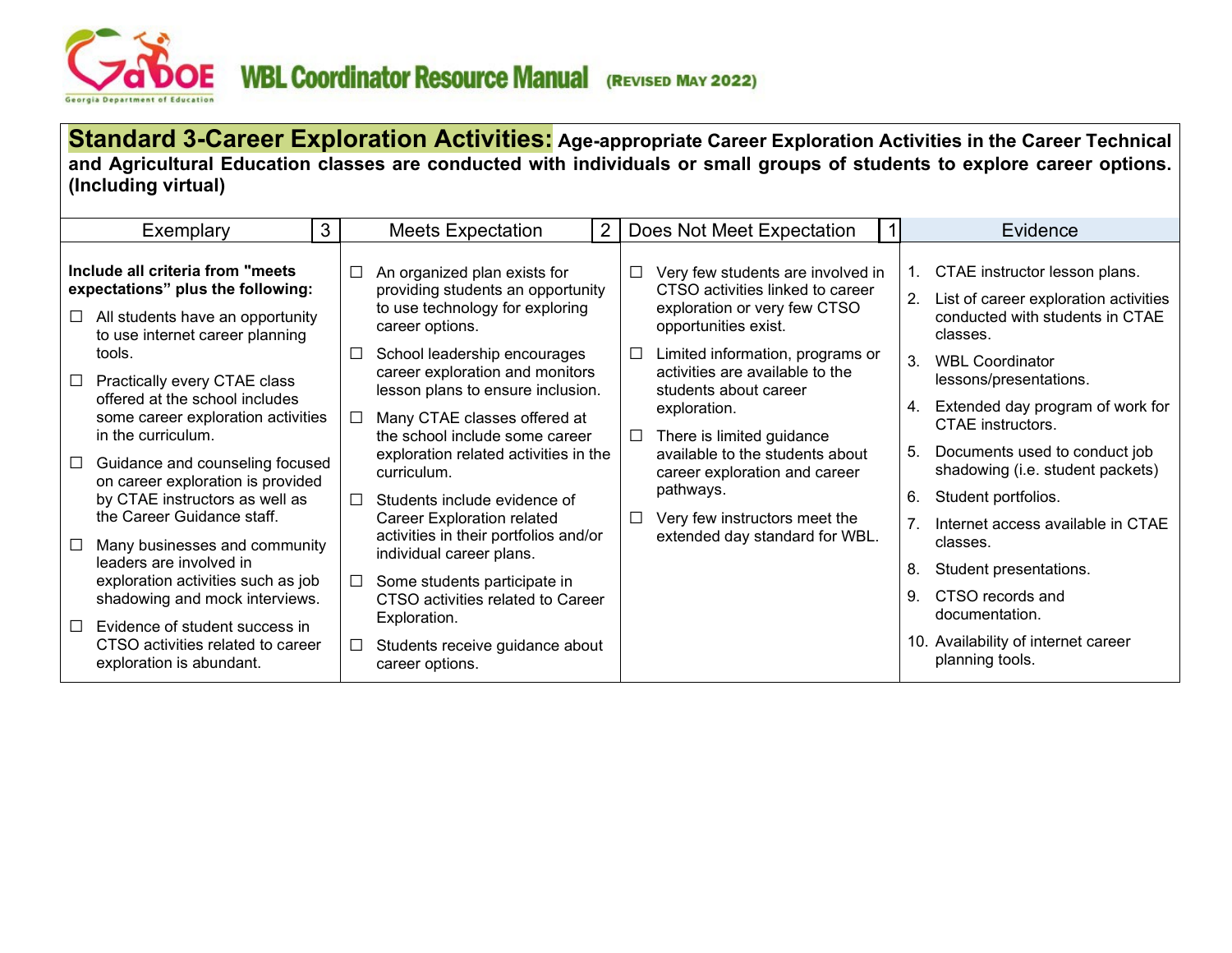**Standard 3-Career Exploration Activities:** **Age-appropriate Career Exploration Activities in the Career Technical and Agricultural Education classes are conducted with individuals or small groups of students to explore career options. (Including virtual)**

| Exemplary 3 | Meets Expectation 2 | Does Not Meet Expectation 1 | Evidence |
|---|---|---|---|
| **Include all criteria from "meets expectations" plus the following:**<br>☐ All students have an opportunity to use internet career planning tools.<br>☐ Practically every CTAE class offered at the school includes some career exploration activities in the curriculum.<br>☐ Guidance and counseling focused on career exploration is provided by CTAE instructors as well as the Career Guidance staff.<br>☐ Many businesses and community leaders are involved in exploration activities such as job shadowing and mock interviews.<br>☐ Evidence of student success in CTSO activities related to career exploration is abundant. | ☐ An organized plan exists for providing students an opportunity to use technology for exploring career options.<br>☐ School leadership encourages career exploration and monitors lesson plans to ensure inclusion.<br>☐ Many CTAE classes offered at the school include some career exploration related activities in the curriculum.<br>☐ Students include evidence of Career Exploration related activities in their portfolios and/or individual career plans.<br>☐ Some students participate in CTSO activities related to Career Exploration.<br>☐ Students receive guidance about career options. | ☐ Very few students are involved in CTSO activities linked to career exploration or very few CTSO opportunities exist.<br>☐ Limited information, programs or activities are available to the students about career exploration.<br>☐ There is limited guidance available to the students about career exploration and career pathways.<br>☐ Very few instructors meet the extended day standard for WBL. | 1. CTAE instructor lesson plans.<br>2. List of career exploration activities conducted with students in CTAE classes.<br>3. WBL Coordinator lessons/presentations.<br>4. Extended day program of work for CTAE instructors.<br>5. Documents used to conduct job shadowing (i.e. student packets)<br>6. Student portfolios.<br>7. Internet access available in CTAE classes.<br>8. Student presentations.<br>9. CTSO records and documentation.<br>10. Availability of internet career planning tools. |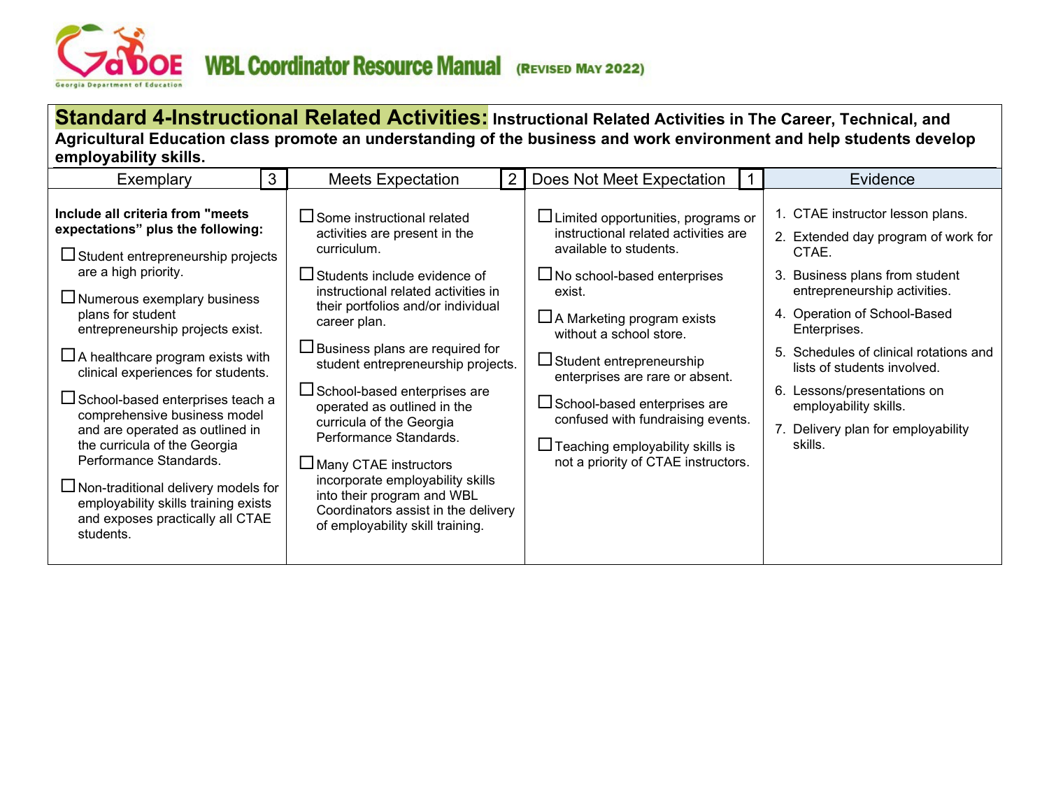## Standard 4-Instructional Related Activities: Instructional Related Activities in The Career, Technical, and Agricultural Education class promote an understanding of the business and work environment and help students develop employability skills.

| Exemplary 3 | Meets Expectation 2 | Does Not Meet Expectation 1 | Evidence |
|---|---|---|---|
| **Include all criteria from "meets expectations" plus the following:**<br>☐ Student entrepreneurship projects are a high priority.<br>☐ Numerous exemplary business plans for student entrepreneurship projects exist.<br>☐ A healthcare program exists with clinical experiences for students.<br>☐ School-based enterprises teach a comprehensive business model and are operated as outlined in the curricula of the Georgia Performance Standards.<br>☐ Non-traditional delivery models for employability skills training exists and exposes practically all CTAE students. | ☐ Some instructional related activities are present in the curriculum.<br>☐ Students include evidence of instructional related activities in their portfolios and/or individual career plan.<br>☐ Business plans are required for student entrepreneurship projects.<br>☐ School-based enterprises are operated as outlined in the curricula of the Georgia Performance Standards.<br>☐ Many CTAE instructors incorporate employability skills into their program and WBL Coordinators assist in the delivery of employability skill training. | ☐ Limited opportunities, programs or instructional related activities are available to students.<br>☐ No school-based enterprises exist.<br>☐ A Marketing program exists without a school store.<br>☐ Student entrepreneurship enterprises are rare or absent.<br>☐ School-based enterprises are confused with fundraising events.<br>☐ Teaching employability skills is not a priority of CTAE instructors. | 1. CTAE instructor lesson plans.<br>2. Extended day program of work for CTAE.<br>3. Business plans from student entrepreneurship activities.<br>4. Operation of School-Based Enterprises.<br>5. Schedules of clinical rotations and lists of students involved.<br>6. Lessons/presentations on employability skills.<br>7. Delivery plan for employability skills. |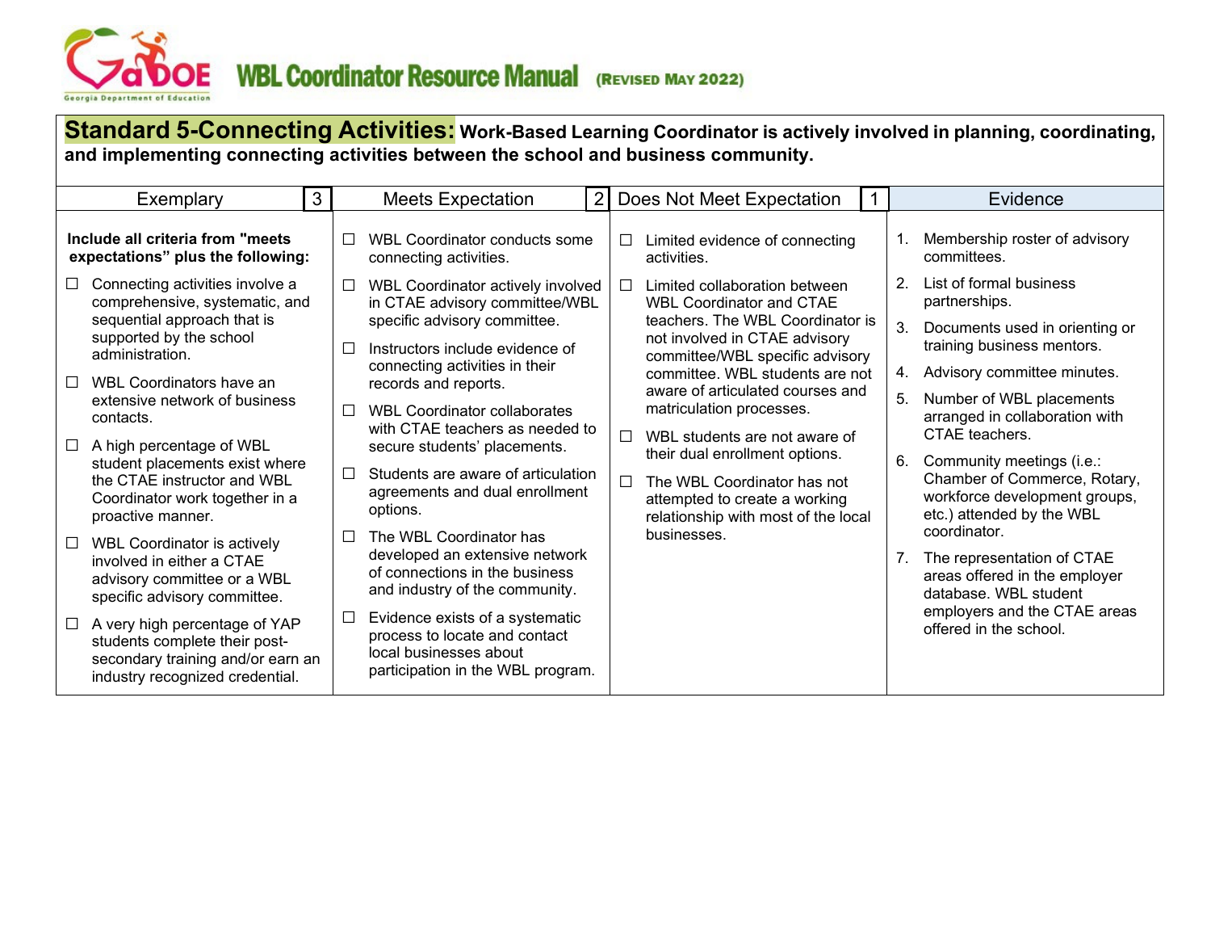**Standard 5-Connecting Activities:** **Work-Based Learning Coordinator is actively involved in planning, coordinating, and implementing connecting activities between the school and business community.**

| Exemplary 3 | Meets Expectation 2 | Does Not Meet Expectation 1 | Evidence |
|---|---|---|---|
| **Include all criteria from "meets expectations" plus the following:**<br>☐ Connecting activities involve a comprehensive, systematic, and sequential approach that is supported by the school administration.<br>☐ WBL Coordinators have an extensive network of business contacts.<br>☐ A high percentage of WBL student placements exist where the CTAE instructor and WBL Coordinator work together in a proactive manner.<br>☐ WBL Coordinator is actively involved in either a CTAE advisory committee or a WBL specific advisory committee.<br>☐ A very high percentage of YAP students complete their post-secondary training and/or earn an industry recognized credential. | ☐ WBL Coordinator conducts some connecting activities.<br>☐ WBL Coordinator actively involved in CTAE advisory committee/WBL specific advisory committee.<br>☐ Instructors include evidence of connecting activities in their records and reports.<br>☐ WBL Coordinator collaborates with CTAE teachers as needed to secure students' placements.<br>☐ Students are aware of articulation agreements and dual enrollment options.<br>☐ The WBL Coordinator has developed an extensive network of connections in the business and industry of the community.<br>☐ Evidence exists of a systematic process to locate and contact local businesses about participation in the WBL program. | ☐ Limited evidence of connecting activities.<br>☐ Limited collaboration between WBL Coordinator and CTAE teachers. The WBL Coordinator is not involved in CTAE advisory committee/WBL specific advisory committee. WBL students are not aware of articulated courses and matriculation processes.<br>☐ WBL students are not aware of their dual enrollment options.<br>☐ The WBL Coordinator has not attempted to create a working relationship with most of the local businesses. | 1. Membership roster of advisory committees.<br>2. List of formal business partnerships.<br>3. Documents used in orienting or training business mentors.<br>4. Advisory committee minutes.<br>5. Number of WBL placements arranged in collaboration with CTAE teachers.<br>6. Community meetings (i.e.: Chamber of Commerce, Rotary, workforce development groups, etc.) attended by the WBL coordinator.<br>7. The representation of CTAE areas offered in the employer database. WBL student employers and the CTAE areas offered in the school. |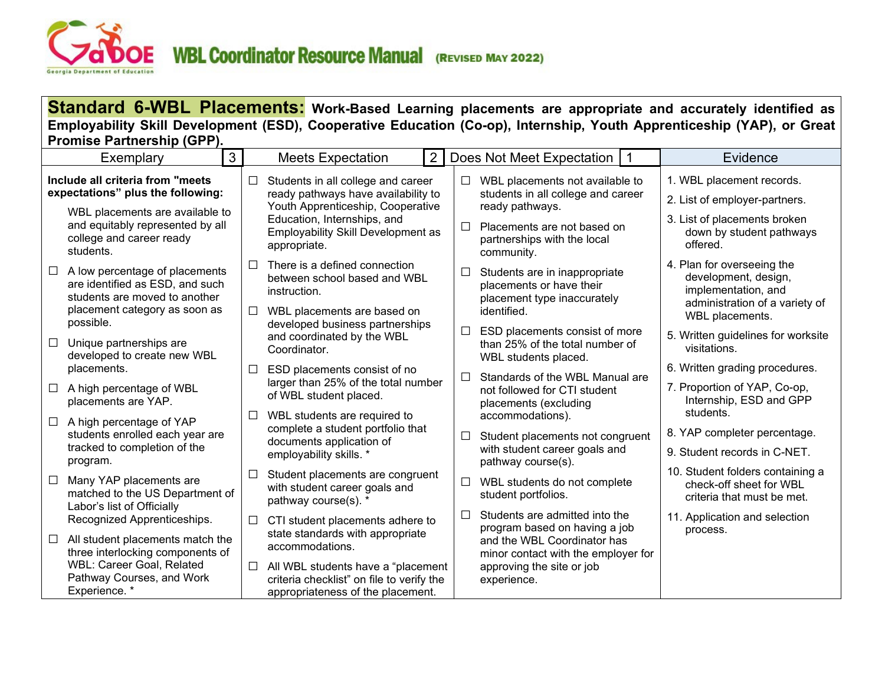**Standard 6-WBL Placements:** **Work-Based Learning placements are appropriate and accurately identified as Employability Skill Development (ESD), Cooperative Education (Co-op), Internship, Youth Apprenticeship (YAP), or Great Promise Partnership (GPP).**

| Exemplary 3 | Meets Expectation 2 | Does Not Meet Expectation 1 | Evidence |
|---|---|---|---|
| **Include all criteria from "meets expectations" plus the following:**<br>WBL placements are available to and equitably represented by all college and career ready students.<br>☐ A low percentage of placements are identified as ESD, and such students are moved to another placement category as soon as possible.<br>☐ Unique partnerships are developed to create new WBL placements.<br>☐ A high percentage of WBL placements are YAP.<br>☐ A high percentage of YAP students enrolled each year are tracked to completion of the program.<br>☐ Many YAP placements are matched to the US Department of Labor's list of Officially Recognized Apprenticeships.<br>☐ All student placements match the three interlocking components of WBL: Career Goal, Related Pathway Courses, and Work Experience. * | ☐ Students in all college and career ready pathways have availability to Youth Apprenticeship, Cooperative Education, Internships, and Employability Skill Development as appropriate.<br>☐ There is a defined connection between school based and WBL instruction.<br>☐ WBL placements are based on developed business partnerships and coordinated by the WBL Coordinator.<br>☐ ESD placements consist of no larger than 25% of the total number of WBL student placed.<br>☐ WBL students are required to complete a student portfolio that documents application of employability skills. *<br>☐ Student placements are congruent with student career goals and pathway course(s). *<br>☐ CTI student placements adhere to state standards with appropriate accommodations.<br>☐ All WBL students have a "placement criteria checklist" on file to verify the appropriateness of the placement. | ☐ WBL placements not available to students in all college and career ready pathways.<br>☐ Placements are not based on partnerships with the local community.<br>☐ Students are in inappropriate placements or have their placement type inaccurately identified.<br>☐ ESD placements consist of more than 25% of the total number of WBL students placed.<br>☐ Standards of the WBL Manual are not followed for CTI student placements (excluding accommodations).<br>☐ Student placements not congruent with student career goals and pathway course(s).<br>☐ WBL students do not complete student portfolios.<br>☐ Students are admitted into the program based on having a job and the WBL Coordinator has minor contact with the employer for approving the site or job experience. | 1. WBL placement records.<br>2. List of employer-partners.<br>3. List of placements broken down by student pathways offered.<br>4. Plan for overseeing the development, design, implementation, and administration of a variety of WBL placements.<br>5. Written guidelines for worksite visitations.<br>6. Written grading procedures.<br>7. Proportion of YAP, Co-op, Internship, ESD and GPP students.<br>8. YAP completer percentage.<br>9. Student records in C-NET.<br>10. Student folders containing a check-off sheet for WBL criteria that must be met.<br>11. Application and selection process. |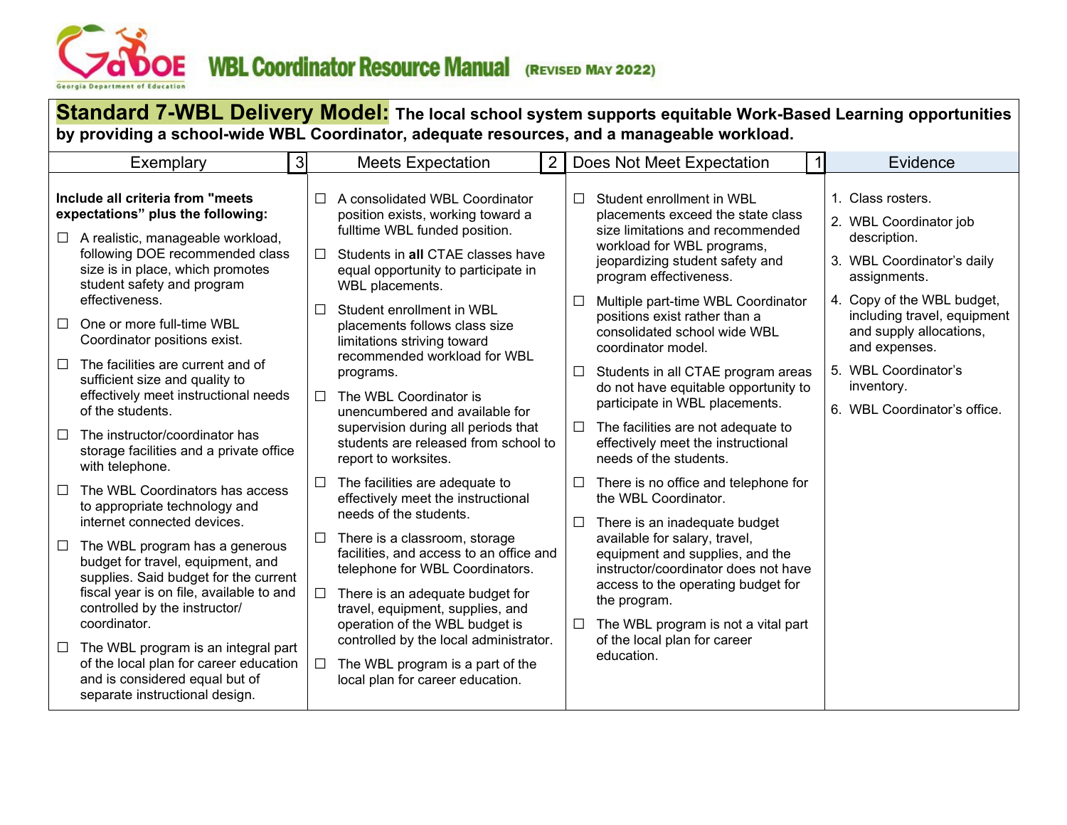**Standard 7-WBL Delivery Model:** **The local school system supports equitable Work-Based Learning opportunities by providing a school-wide WBL Coordinator, adequate resources, and a manageable workload.**

| Exemplary 3 | Meets Expectation 2 | Does Not Meet Expectation 1 | Evidence |
|---|---|---|---|
| **Include all criteria from "meets expectations" plus the following:**<br>☐ A realistic, manageable workload, following DOE recommended class size is in place, which promotes student safety and program effectiveness.<br>☐ One or more full-time WBL Coordinator positions exist.<br>☐ The facilities are current and of sufficient size and quality to effectively meet instructional needs of the students.<br>☐ The instructor/coordinator has storage facilities and a private office with telephone.<br>☐ The WBL Coordinators has access to appropriate technology and internet connected devices.<br>☐ The WBL program has a generous budget for travel, equipment, and supplies. Said budget for the current fiscal year is on file, available to and controlled by the instructor/ coordinator.<br>☐ The WBL program is an integral part of the local plan for career education and is considered equal but of separate instructional design. | ☐ A consolidated WBL Coordinator position exists, working toward a fulltime WBL funded position.<br>☐ Students in **all** CTAE classes have equal opportunity to participate in WBL placements.<br>☐ Student enrollment in WBL placements follows class size limitations striving toward recommended workload for WBL programs.<br>☐ The WBL Coordinator is unencumbered and available for supervision during all periods that students are released from school to report to worksites.<br>☐ The facilities are adequate to effectively meet the instructional needs of the students.<br>☐ There is a classroom, storage facilities, and access to an office and telephone for WBL Coordinators.<br>☐ There is an adequate budget for travel, equipment, supplies, and operation of the WBL budget is controlled by the local administrator.<br>☐ The WBL program is a part of the local plan for career education. | ☐ Student enrollment in WBL placements exceed the state class size limitations and recommended workload for WBL programs, jeopardizing student safety and program effectiveness.<br>☐ Multiple part-time WBL Coordinator positions exist rather than a consolidated school wide WBL coordinator model.<br>☐ Students in all CTAE program areas do not have equitable opportunity to participate in WBL placements.<br>☐ The facilities are not adequate to effectively meet the instructional needs of the students.<br>☐ There is no office and telephone for the WBL Coordinator.<br>☐ There is an inadequate budget available for salary, travel, equipment and supplies, and the instructor/coordinator does not have access to the operating budget for the program.<br>☐ The WBL program is not a vital part of the local plan for career education. | 1. Class rosters.<br>2. WBL Coordinator job description.<br>3. WBL Coordinator's daily assignments.<br>4. Copy of the WBL budget, including travel, equipment and supply allocations, and expenses.<br>5. WBL Coordinator's inventory.<br>6. WBL Coordinator's office. |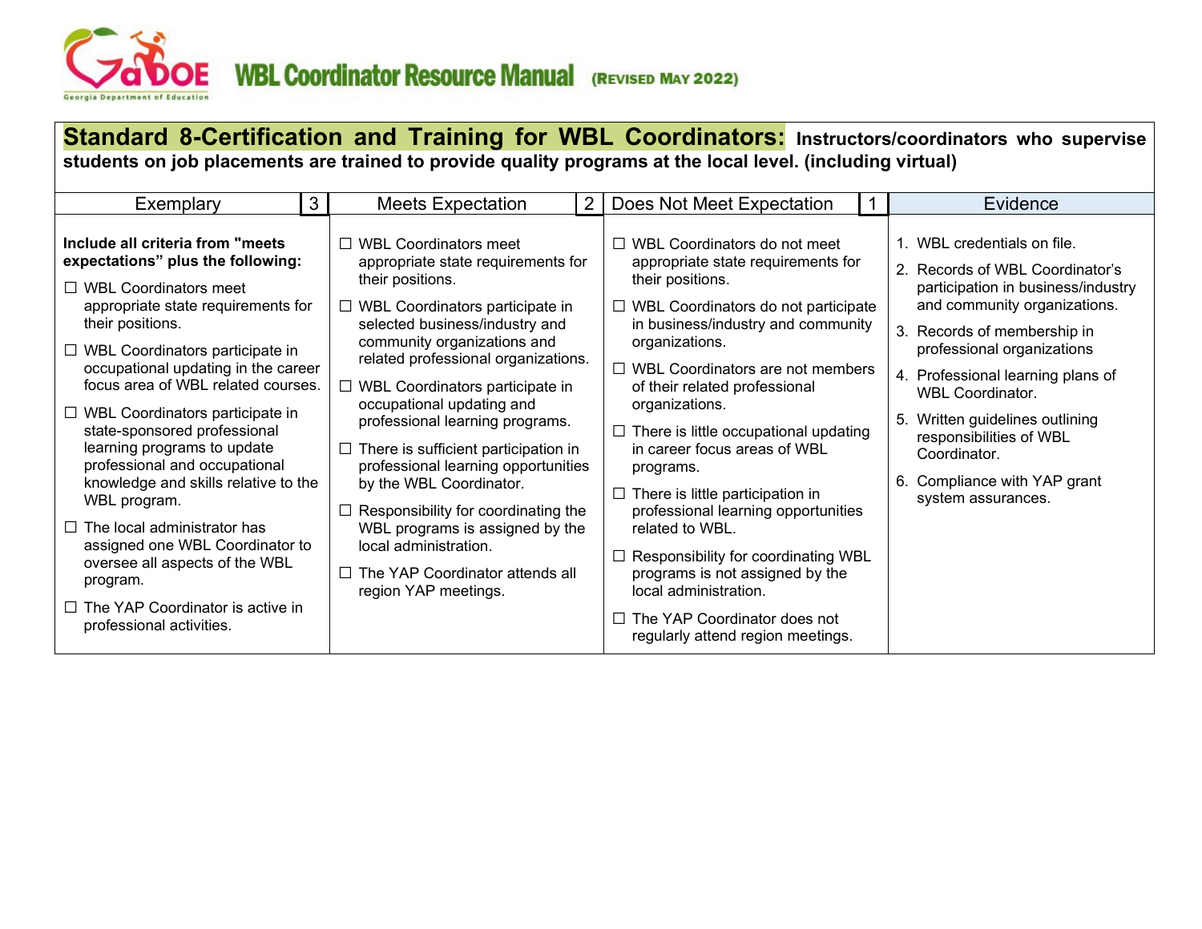## Standard 8-Certification and Training for WBL Coordinators: Instructors/coordinators who supervise students on job placements are trained to provide quality programs at the local level. (including virtual)

| Exemplary 3 | Meets Expectation 2 | Does Not Meet Expectation 1 | Evidence |
|---|---|---|---|
| **Include all criteria from "meets expectations" plus the following:**<br>☐ WBL Coordinators meet appropriate state requirements for their positions.<br>☐ WBL Coordinators participate in occupational updating in the career focus area of WBL related courses.<br>☐ WBL Coordinators participate in state-sponsored professional learning programs to update professional and occupational knowledge and skills relative to the WBL program.<br>☐ The local administrator has assigned one WBL Coordinator to oversee all aspects of the WBL program.<br>☐ The YAP Coordinator is active in professional activities. | ☐ WBL Coordinators meet appropriate state requirements for their positions.<br>☐ WBL Coordinators participate in selected business/industry and community organizations and related professional organizations.<br>☐ WBL Coordinators participate in occupational updating and professional learning programs.<br>☐ There is sufficient participation in professional learning opportunities by the WBL Coordinator.<br>☐ Responsibility for coordinating the WBL programs is assigned by the local administration.<br>☐ The YAP Coordinator attends all region YAP meetings. | ☐ WBL Coordinators do not meet appropriate state requirements for their positions.<br>☐ WBL Coordinators do not participate in business/industry and community organizations.<br>☐ WBL Coordinators are not members of their related professional organizations.<br>☐ There is little occupational updating in career focus areas of WBL programs.<br>☐ There is little participation in professional learning opportunities related to WBL.<br>☐ Responsibility for coordinating WBL programs is not assigned by the local administration.<br>☐ The YAP Coordinator does not regularly attend region meetings. | 1. WBL credentials on file.<br>2. Records of WBL Coordinator's participation in business/industry and community organizations.<br>3. Records of membership in professional organizations<br>4. Professional learning plans of WBL Coordinator.<br>5. Written guidelines outlining responsibilities of WBL Coordinator.<br>6. Compliance with YAP grant system assurances. |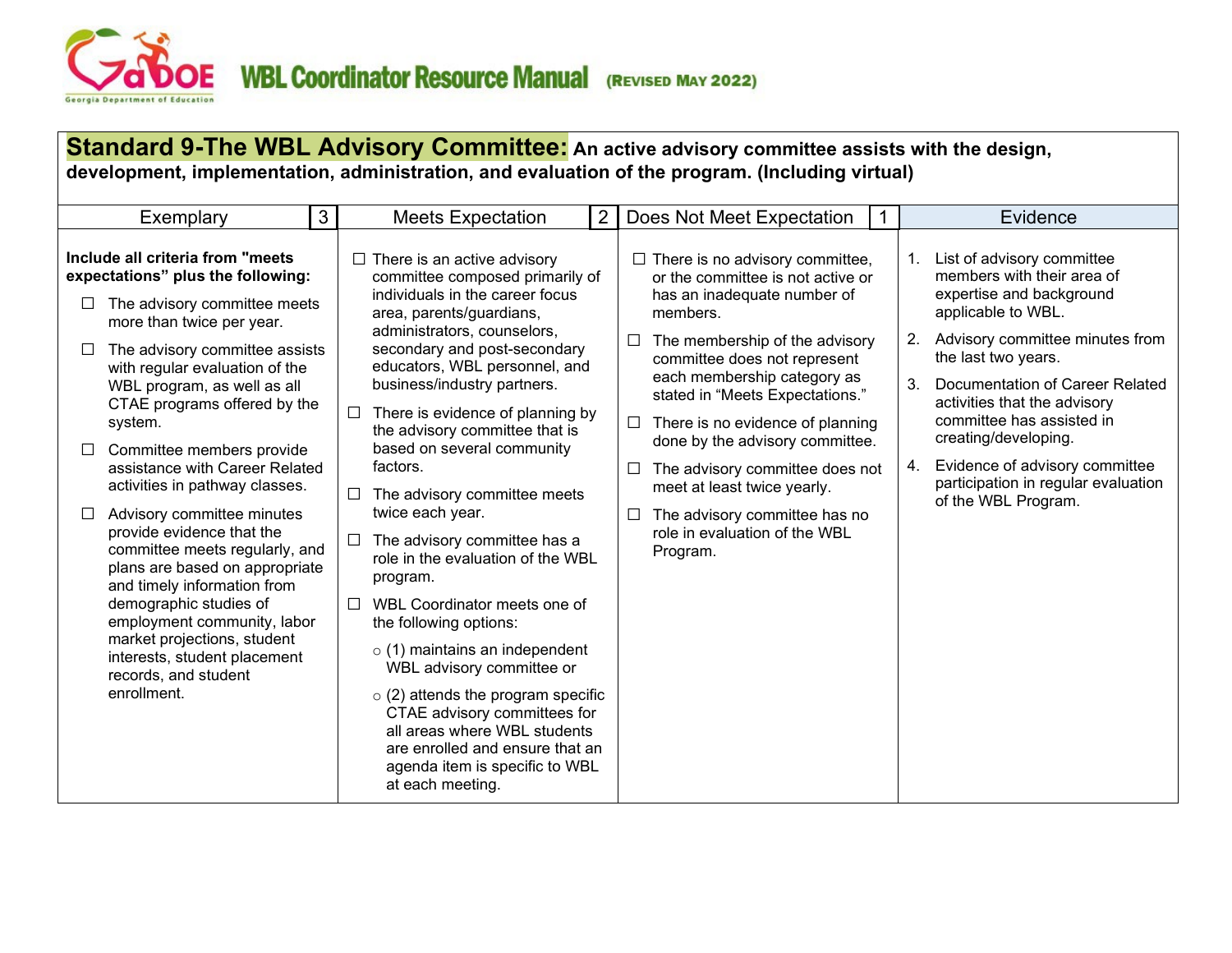**Standard 9-The WBL Advisory Committee: An active advisory committee assists with the design, development, implementation, administration, and evaluation of the program. (Including virtual)**

| Exemplary 3 | Meets Expectation 2 | Does Not Meet Expectation 1 | Evidence |
|---|---|---|---|
| **Include all criteria from "meets expectations" plus the following:**<br>☐ The advisory committee meets more than twice per year.<br>☐ The advisory committee assists with regular evaluation of the WBL program, as well as all CTAE programs offered by the system.<br>☐ Committee members provide assistance with Career Related activities in pathway classes.<br>☐ Advisory committee minutes provide evidence that the committee meets regularly, and plans are based on appropriate and timely information from demographic studies of employment community, labor market projections, student interests, student placement records, and student enrollment. | ☐ There is an active advisory committee composed primarily of individuals in the career focus area, parents/guardians, administrators, counselors, secondary and post-secondary educators, WBL personnel, and business/industry partners.<br>☐ There is evidence of planning by the advisory committee that is based on several community factors.<br>☐ The advisory committee meets twice each year.<br>☐ The advisory committee has a role in the evaluation of the WBL program.<br>☐ WBL Coordinator meets one of the following options:<br>○ (1) maintains an independent WBL advisory committee or<br>○ (2) attends the program specific CTAE advisory committees for all areas where WBL students are enrolled and ensure that an agenda item is specific to WBL at each meeting. | ☐ There is no advisory committee, or the committee is not active or has an inadequate number of members.<br>☐ The membership of the advisory committee does not represent each membership category as stated in "Meets Expectations."<br>☐ There is no evidence of planning done by the advisory committee.<br>☐ The advisory committee does not meet at least twice yearly.<br>☐ The advisory committee has no role in evaluation of the WBL Program. | 1. List of advisory committee members with their area of expertise and background applicable to WBL.<br>2. Advisory committee minutes from the last two years.<br>3. Documentation of Career Related activities that the advisory committee has assisted in creating/developing.<br>4. Evidence of advisory committee participation in regular evaluation of the WBL Program. |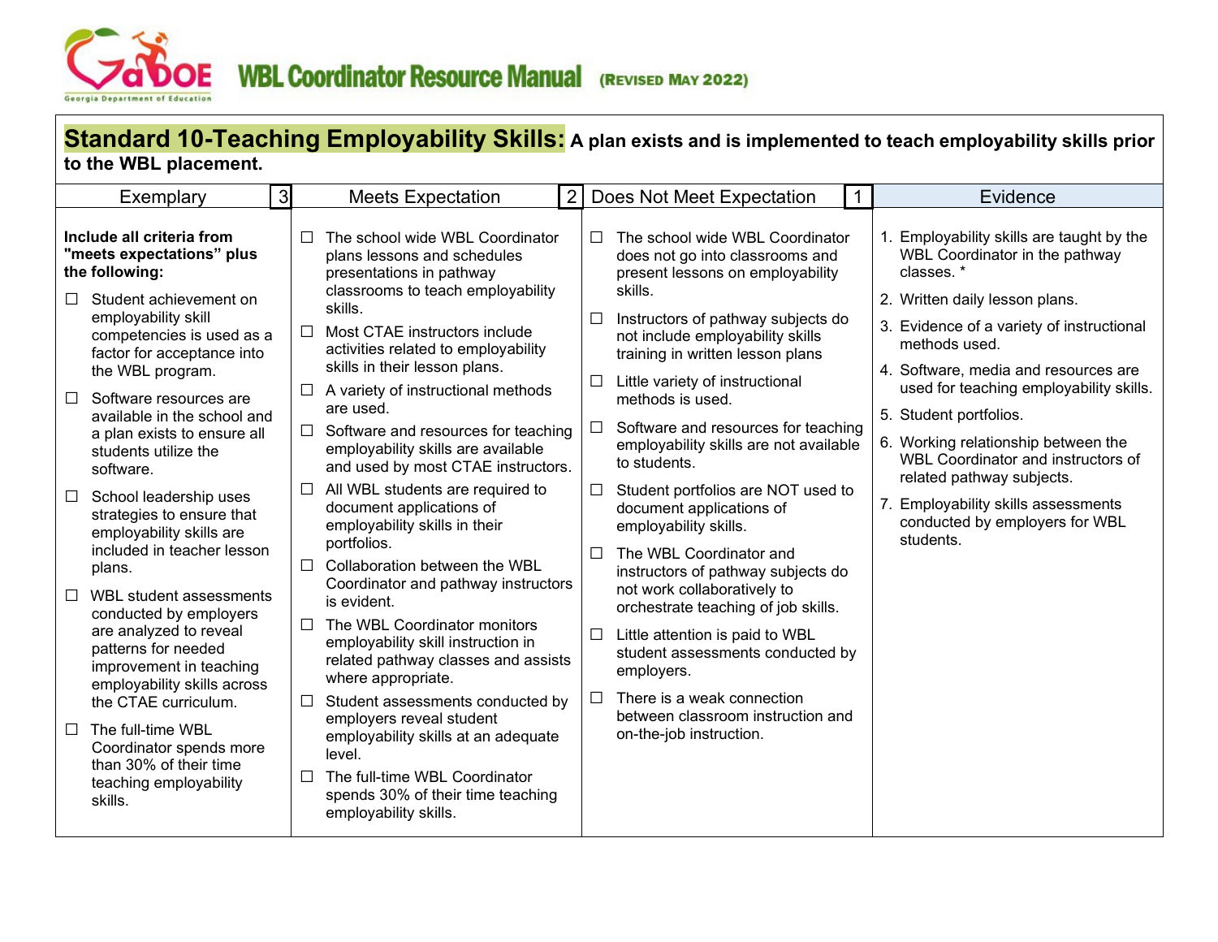**Standard 10-Teaching Employability Skills:** **A plan exists and is implemented to teach employability skills prior to the WBL placement.**

| Exemplary 3 | Meets Expectation 2 | Does Not Meet Expectation 1 | Evidence |
|---|---|---|---|
| **Include all criteria from "meets expectations" plus the following:**<br>☐ Student achievement on employability skill competencies is used as a factor for acceptance into the WBL program.<br>☐ Software resources are available in the school and a plan exists to ensure all students utilize the software.<br>☐ School leadership uses strategies to ensure that employability skills are included in teacher lesson plans.<br>☐ WBL student assessments conducted by employers are analyzed to reveal patterns for needed improvement in teaching employability skills across the CTAE curriculum.<br>☐ The full-time WBL Coordinator spends more than 30% of their time teaching employability skills. | ☐ The school wide WBL Coordinator plans lessons and schedules presentations in pathway classrooms to teach employability skills.<br>☐ Most CTAE instructors include activities related to employability skills in their lesson plans.<br>☐ A variety of instructional methods are used.<br>☐ Software and resources for teaching employability skills are available and used by most CTAE instructors.<br>☐ All WBL students are required to document applications of employability skills in their portfolios.<br>☐ Collaboration between the WBL Coordinator and pathway instructors is evident.<br>☐ The WBL Coordinator monitors employability skill instruction in related pathway classes and assists where appropriate.<br>☐ Student assessments conducted by employers reveal student employability skills at an adequate level.<br>☐ The full-time WBL Coordinator spends 30% of their time teaching employability skills. | ☐ The school wide WBL Coordinator does not go into classrooms and present lessons on employability skills.<br>☐ Instructors of pathway subjects do not include employability skills training in written lesson plans<br>☐ Little variety of instructional methods is used.<br>☐ Software and resources for teaching employability skills are not available to students.<br>☐ Student portfolios are NOT used to document applications of employability skills.<br>☐ The WBL Coordinator and instructors of pathway subjects do not work collaboratively to orchestrate teaching of job skills.<br>☐ Little attention is paid to WBL student assessments conducted by employers.<br>☐ There is a weak connection between classroom instruction and on-the-job instruction. | 1. Employability skills are taught by the WBL Coordinator in the pathway classes. *<br>2. Written daily lesson plans.<br>3. Evidence of a variety of instructional methods used.<br>4. Software, media and resources are used for teaching employability skills.<br>5. Student portfolios.<br>6. Working relationship between the WBL Coordinator and instructors of related pathway subjects.<br>7. Employability skills assessments conducted by employers for WBL students. |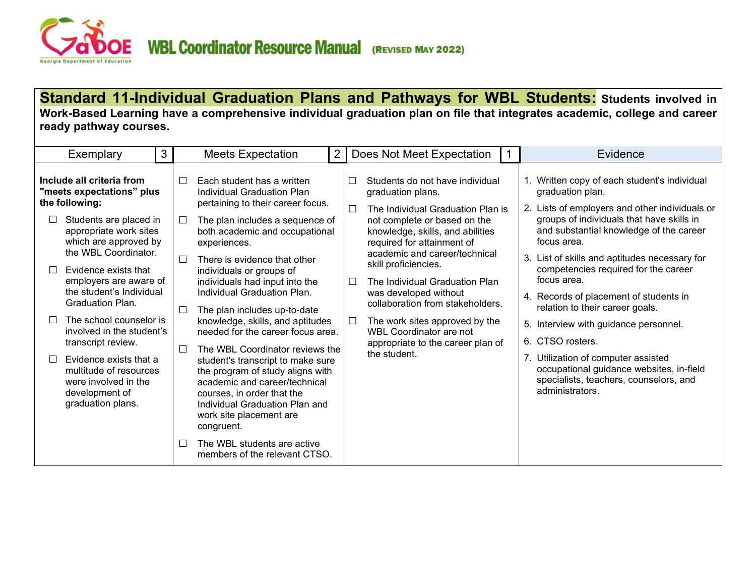**Standard 11-Individual Graduation Plans and Pathways for WBL Students: Students involved in Work-Based Learning have a comprehensive individual graduation plan on file that integrates academic, college and career ready pathway courses.**

| Exemplary 3 | Meets Expectation 2 | Does Not Meet Expectation 1 | Evidence |
|---|---|---|---|
| **Include all criteria from "meets expectations" plus the following:**<br>☐ Students are placed in appropriate work sites which are approved by the WBL Coordinator.<br>☐ Evidence exists that employers are aware of the student's Individual Graduation Plan.<br>☐ The school counselor is involved in the student's transcript review.<br>☐ Evidence exists that a multitude of resources were involved in the development of graduation plans. | ☐ Each student has a written Individual Graduation Plan pertaining to their career focus.<br>☐ The plan includes a sequence of both academic and occupational experiences.<br>☐ There is evidence that other individuals or groups of individuals had input into the Individual Graduation Plan.<br>☐ The plan includes up-to-date knowledge, skills, and aptitudes needed for the career focus area.<br>☐ The WBL Coordinator reviews the student's transcript to make sure the program of study aligns with academic and career/technical courses, in order that the Individual Graduation Plan and work site placement are congruent.<br>☐ The WBL students are active members of the relevant CTSO. | ☐ Students do not have individual graduation plans.<br>☐ The Individual Graduation Plan is not complete or based on the knowledge, skills, and abilities required for attainment of academic and career/technical skill proficiencies.<br>☐ The Individual Graduation Plan was developed without collaboration from stakeholders.<br>☐ The work sites approved by the WBL Coordinator are not appropriate to the career plan of the student. | 1. Written copy of each student's individual graduation plan.<br>2. Lists of employers and other individuals or groups of individuals that have skills in and substantial knowledge of the career focus area.<br>3. List of skills and aptitudes necessary for competencies required for the career focus area.<br>4. Records of placement of students in relation to their career goals.<br>5. Interview with guidance personnel.<br>6. CTSO rosters.<br>7. Utilization of computer assisted occupational guidance websites, in-field specialists, teachers, counselors, and administrators. |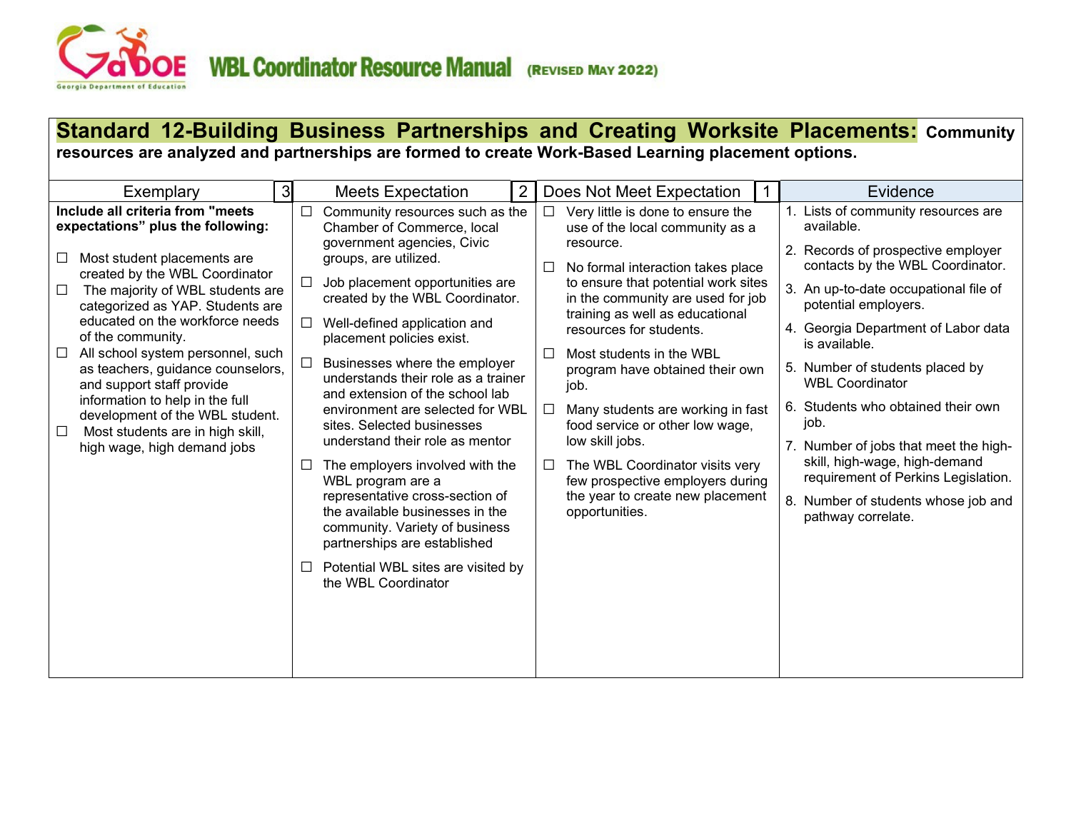## Standard 12-Building Business Partnerships and Creating Worksite Placements: Community resources are analyzed and partnerships are formed to create Work-Based Learning placement options.

| Exemplary 3 | Meets Expectation 2 | Does Not Meet Expectation 1 | Evidence |
|---|---|---|---|
| **Include all criteria from "meets expectations" plus the following:**<br><br>☐ Most student placements are created by the WBL Coordinator<br>☐ The majority of WBL students are categorized as YAP. Students are educated on the workforce needs of the community.<br>☐ All school system personnel, such as teachers, guidance counselors, and support staff provide information to help in the full development of the WBL student.<br>☐ Most students are in high skill, high wage, high demand jobs | ☐ Community resources such as the Chamber of Commerce, local government agencies, Civic groups, are utilized.<br>☐ Job placement opportunities are created by the WBL Coordinator.<br>☐ Well-defined application and placement policies exist.<br>☐ Businesses where the employer understands their role as a trainer and extension of the school lab environment are selected for WBL sites. Selected businesses understand their role as mentor<br>☐ The employers involved with the WBL program are a representative cross-section of the available businesses in the community. Variety of business partnerships are established<br>☐ Potential WBL sites are visited by the WBL Coordinator | ☐ Very little is done to ensure the use of the local community as a resource.<br>☐ No formal interaction takes place to ensure that potential work sites in the community are used for job training as well as educational resources for students.<br>☐ Most students in the WBL program have obtained their own job.<br>☐ Many students are working in fast food service or other low wage, low skill jobs.<br>☐ The WBL Coordinator visits very few prospective employers during the year to create new placement opportunities. | 1. Lists of community resources are available.<br>2. Records of prospective employer contacts by the WBL Coordinator.<br>3. An up-to-date occupational file of potential employers.<br>4. Georgia Department of Labor data is available.<br>5. Number of students placed by WBL Coordinator<br>6. Students who obtained their own job.<br>7. Number of jobs that meet the high-skill, high-wage, high-demand requirement of Perkins Legislation.<br>8. Number of students whose job and pathway correlate. |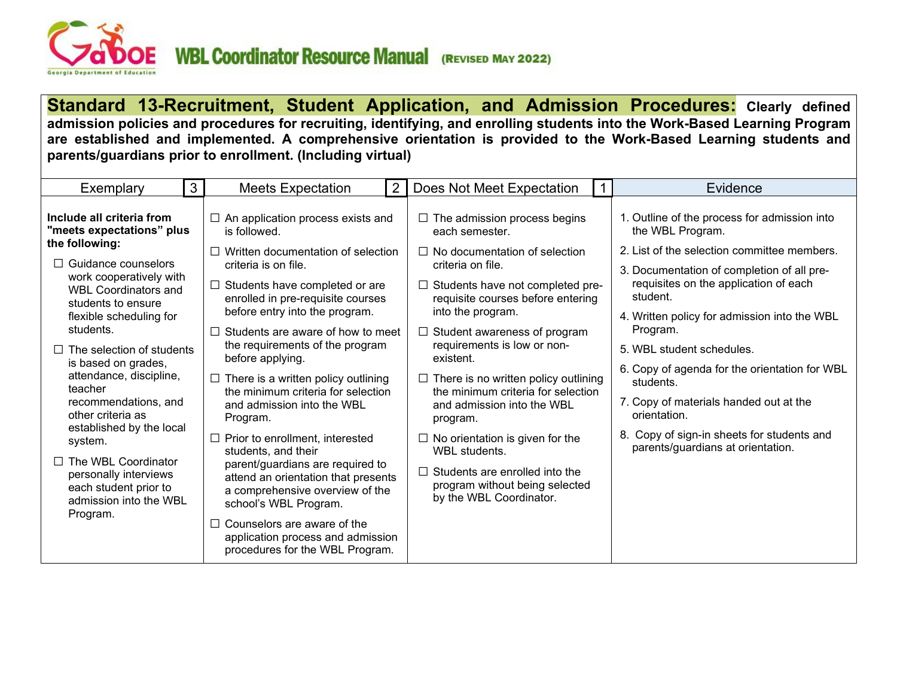**Standard 13-Recruitment, Student Application, and Admission Procedures:** **Clearly defined admission policies and procedures for recruiting, identifying, and enrolling students into the Work-Based Learning Program are established and implemented. A comprehensive orientation is provided to the Work-Based Learning students and parents/guardians prior to enrollment. (Including virtual)**

| Exemplary 3 | Meets Expectation 2 | Does Not Meet Expectation 1 | Evidence |
|---|---|---|---|
| **Include all criteria from "meets expectations" plus the following:**<br><br>☐ Guidance counselors work cooperatively with WBL Coordinators and students to ensure flexible scheduling for students.<br><br>☐ The selection of students is based on grades, attendance, discipline, teacher recommendations, and other criteria as established by the local system.<br><br>☐ The WBL Coordinator personally interviews each student prior to admission into the WBL Program. | ☐ An application process exists and is followed.<br><br>☐ Written documentation of selection criteria is on file.<br><br>☐ Students have completed or are enrolled in pre-requisite courses before entry into the program.<br><br>☐ Students are aware of how to meet the requirements of the program before applying.<br><br>☐ There is a written policy outlining the minimum criteria for selection and admission into the WBL Program.<br><br>☐ Prior to enrollment, interested students, and their parent/guardians are required to attend an orientation that presents a comprehensive overview of the school's WBL Program.<br><br>☐ Counselors are aware of the application process and admission procedures for the WBL Program. | ☐ The admission process begins each semester.<br><br>☐ No documentation of selection criteria on file.<br><br>☐ Students have not completed pre-requisite courses before entering into the program.<br><br>☐ Student awareness of program requirements is low or non-existent.<br><br>☐ There is no written policy outlining the minimum criteria for selection and admission into the WBL program.<br><br>☐ No orientation is given for the WBL students.<br><br>☐ Students are enrolled into the program without being selected by the WBL Coordinator. | 1. Outline of the process for admission into the WBL Program.<br>2. List of the selection committee members.<br>3. Documentation of completion of all pre-requisites on the application of each student.<br>4. Written policy for admission into the WBL Program.<br>5. WBL student schedules.<br>6. Copy of agenda for the orientation for WBL students.<br>7. Copy of materials handed out at the orientation.<br>8. Copy of sign-in sheets for students and parents/guardians at orientation. |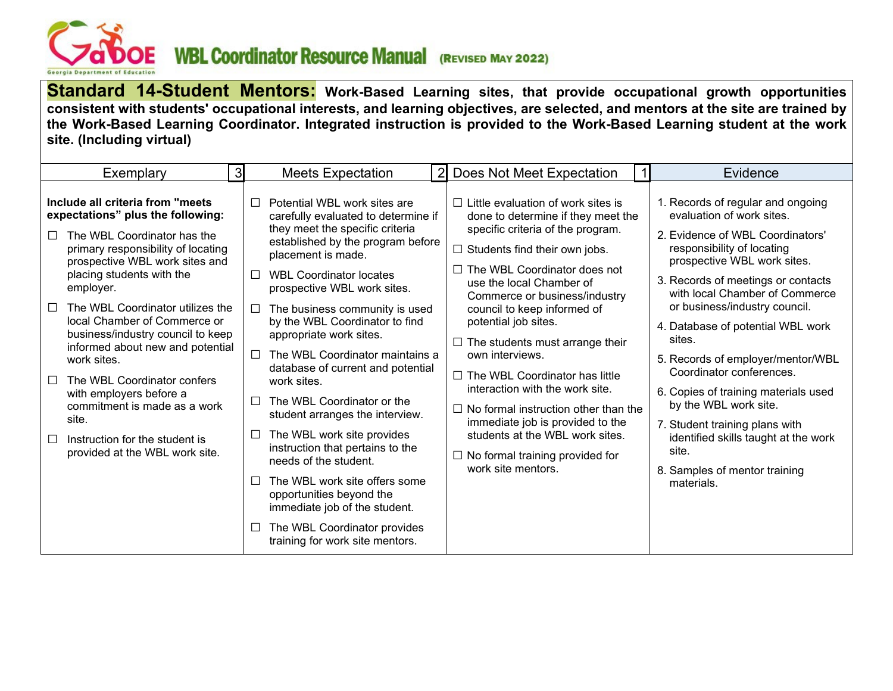**Standard 14-Student Mentors:** **Work-Based Learning sites, that provide occupational growth opportunities consistent with students' occupational interests, and learning objectives, are selected, and mentors at the site are trained by the Work-Based Learning Coordinator. Integrated instruction is provided to the Work-Based Learning student at the work site. (Including virtual)**

| Exemplary 3 | Meets Expectation 2 | Does Not Meet Expectation 1 | Evidence |
|---|---|---|---|
| **Include all criteria from "meets expectations" plus the following:**<br>☐ The WBL Coordinator has the primary responsibility of locating prospective WBL work sites and placing students with the employer.<br>☐ The WBL Coordinator utilizes the local Chamber of Commerce or business/industry council to keep informed about new and potential work sites.<br>☐ The WBL Coordinator confers with employers before a commitment is made as a work site.<br>☐ Instruction for the student is provided at the WBL work site. | ☐ Potential WBL work sites are carefully evaluated to determine if they meet the specific criteria established by the program before placement is made.<br>☐ WBL Coordinator locates prospective WBL work sites.<br>☐ The business community is used by the WBL Coordinator to find appropriate work sites.<br>☐ The WBL Coordinator maintains a database of current and potential work sites.<br>☐ The WBL Coordinator or the student arranges the interview.<br>☐ The WBL work site provides instruction that pertains to the needs of the student.<br>☐ The WBL work site offers some opportunities beyond the immediate job of the student.<br>☐ The WBL Coordinator provides training for work site mentors. | ☐ Little evaluation of work sites is done to determine if they meet the specific criteria of the program.<br>☐ Students find their own jobs.<br>☐ The WBL Coordinator does not use the local Chamber of Commerce or business/industry council to keep informed of potential job sites.<br>☐ The students must arrange their own interviews.<br>☐ The WBL Coordinator has little interaction with the work site.<br>☐ No formal instruction other than the immediate job is provided to the students at the WBL work sites.<br>☐ No formal training provided for work site mentors. | 1. Records of regular and ongoing evaluation of work sites.<br>2. Evidence of WBL Coordinators' responsibility of locating prospective WBL work sites.<br>3. Records of meetings or contacts with local Chamber of Commerce or business/industry council.<br>4. Database of potential WBL work sites.<br>5. Records of employer/mentor/WBL Coordinator conferences.<br>6. Copies of training materials used by the WBL work site.<br>7. Student training plans with identified skills taught at the work site.<br>8. Samples of mentor training materials. |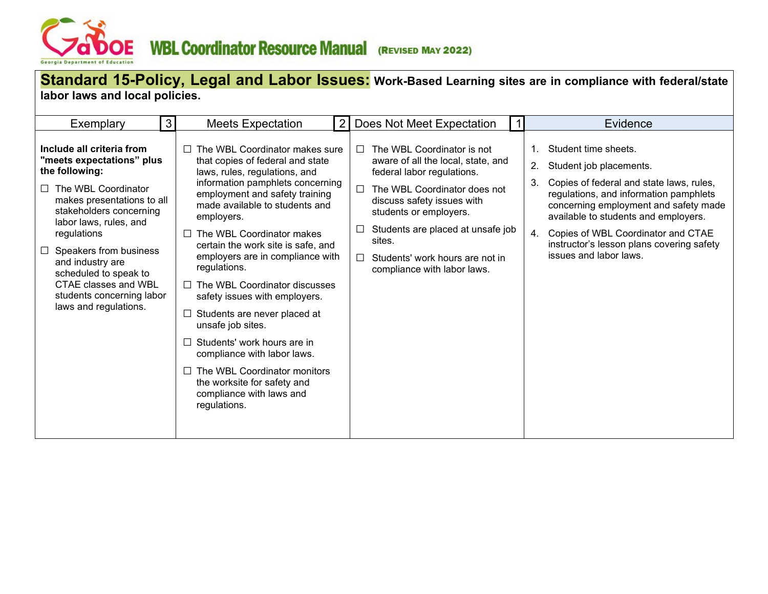## Standard 15-Policy, Legal and Labor Issues: Work-Based Learning sites are in compliance with federal/state labor laws and local policies.

| Exemplary 3 | Meets Expectation 2 | Does Not Meet Expectation 1 | Evidence |
|---|---|---|---|
| **Include all criteria from "meets expectations" plus the following:**<br>☐ The WBL Coordinator makes presentations to all stakeholders concerning labor laws, rules, and regulations<br>☐ Speakers from business and industry are scheduled to speak to CTAE classes and WBL students concerning labor laws and regulations. | ☐ The WBL Coordinator makes sure that copies of federal and state laws, rules, regulations, and information pamphlets concerning employment and safety training made available to students and employers.<br>☐ The WBL Coordinator makes certain the work site is safe, and employers are in compliance with regulations.<br>☐ The WBL Coordinator discusses safety issues with employers.<br>☐ Students are never placed at unsafe job sites.<br>☐ Students' work hours are in compliance with labor laws.<br>☐ The WBL Coordinator monitors the worksite for safety and compliance with laws and regulations. | ☐ The WBL Coordinator is not aware of all the local, state, and federal labor regulations.<br>☐ The WBL Coordinator does not discuss safety issues with students or employers.<br>☐ Students are placed at unsafe job sites.<br>☐ Students' work hours are not in compliance with labor laws. | 1. Student time sheets.<br>2. Student job placements.<br>3. Copies of federal and state laws, rules, regulations, and information pamphlets concerning employment and safety made available to students and employers.<br>4. Copies of WBL Coordinator and CTAE instructor's lesson plans covering safety issues and labor laws. |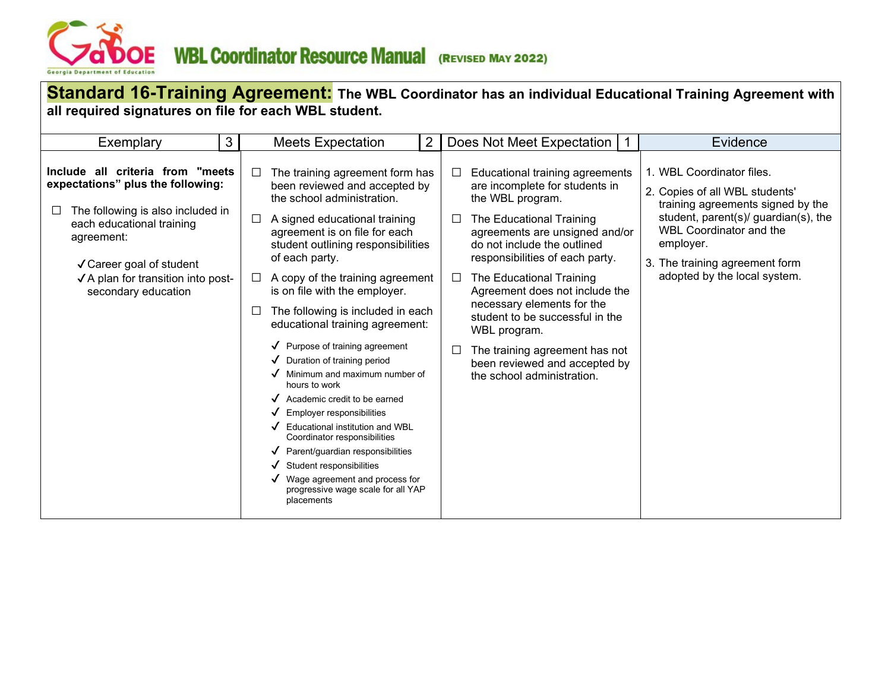## Standard 16-Training Agreement: The WBL Coordinator has an individual Educational Training Agreement with all required signatures on file for each WBL student.

| Exemplary 3 | Meets Expectation 2 | Does Not Meet Expectation 1 | Evidence |
|---|---|---|---|
| **Include all criteria from "meets expectations" plus the following:**<br><br>☐ The following is also included in each educational training agreement:<br>✓ Career goal of student<br>✓ A plan for transition into post-secondary education | ☐ The training agreement form has been reviewed and accepted by the school administration.<br><br>☐ A signed educational training agreement is on file for each student outlining responsibilities of each party.<br><br>☐ A copy of the training agreement is on file with the employer.<br><br>☐ The following is included in each educational training agreement:<br>✓ Purpose of training agreement<br>✓ Duration of training period<br>✓ Minimum and maximum number of hours to work<br>✓ Academic credit to be earned<br>✓ Employer responsibilities<br>✓ Educational institution and WBL Coordinator responsibilities<br>✓ Parent/guardian responsibilities<br>✓ Student responsibilities<br>✓ Wage agreement and process for progressive wage scale for all YAP placements | ☐ Educational training agreements are incomplete for students in the WBL program.<br><br>☐ The Educational Training agreements are unsigned and/or do not include the outlined responsibilities of each party.<br><br>☐ The Educational Training Agreement does not include the necessary elements for the student to be successful in the WBL program.<br><br>☐ The training agreement has not been reviewed and accepted by the school administration. | 1. WBL Coordinator files.<br>2. Copies of all WBL students' training agreements signed by the student, parent(s)/ guardian(s), the WBL Coordinator and the employer.<br>3. The training agreement form adopted by the local system. |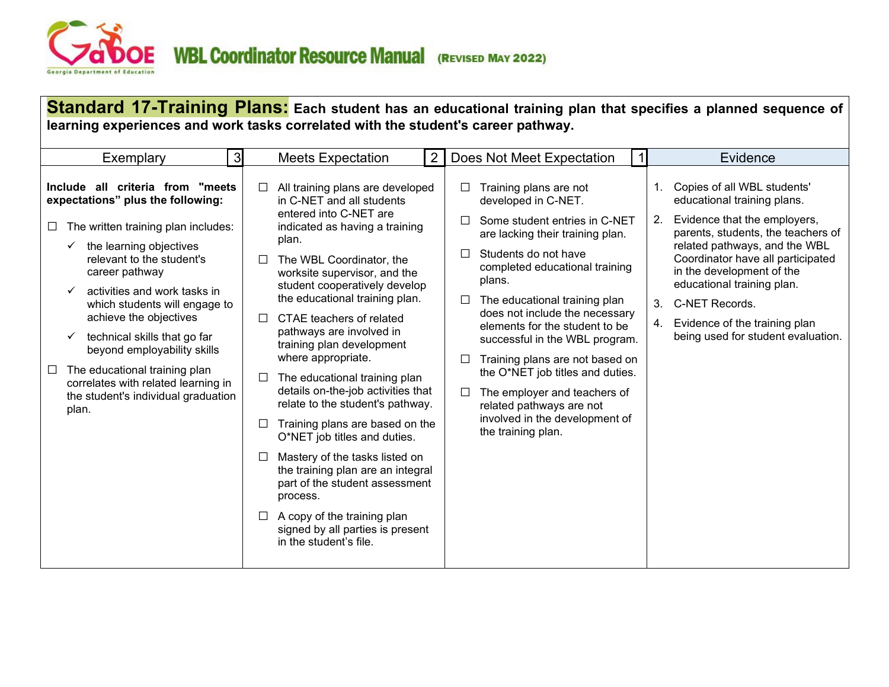**Standard 17-Training Plans:** **Each student has an educational training plan that specifies a planned sequence of learning experiences and work tasks correlated with the student's career pathway.**

| Exemplary 3 | Meets Expectation 2 | Does Not Meet Expectation 1 | Evidence |
|---|---|---|---|
| **Include all criteria from "meets expectations" plus the following:**<br><br>☐ The written training plan includes:<br>✓ the learning objectives relevant to the student's career pathway<br>✓ activities and work tasks in which students will engage to achieve the objectives<br>✓ technical skills that go far beyond employability skills<br><br>☐ The educational training plan correlates with related learning in the student's individual graduation plan. | ☐ All training plans are developed in C-NET and all students entered into C-NET are indicated as having a training plan.<br><br>☐ The WBL Coordinator, the worksite supervisor, and the student cooperatively develop the educational training plan.<br><br>☐ CTAE teachers of related pathways are involved in training plan development where appropriate.<br><br>☐ The educational training plan details on-the-job activities that relate to the student's pathway.<br><br>☐ Training plans are based on the O*NET job titles and duties.<br><br>☐ Mastery of the tasks listed on the training plan are an integral part of the student assessment process.<br><br>☐ A copy of the training plan signed by all parties is present in the student's file. | ☐ Training plans are not developed in C-NET.<br><br>☐ Some student entries in C-NET are lacking their training plan.<br><br>☐ Students do not have completed educational training plans.<br><br>☐ The educational training plan does not include the necessary elements for the student to be successful in the WBL program.<br><br>☐ Training plans are not based on the O*NET job titles and duties.<br><br>☐ The employer and teachers of related pathways are not involved in the development of the training plan. | 1. Copies of all WBL students' educational training plans.<br>2. Evidence that the employers, parents, students, the teachers of related pathways, and the WBL Coordinator have all participated in the development of the educational training plan.<br>3. C-NET Records.<br>4. Evidence of the training plan being used for student evaluation. |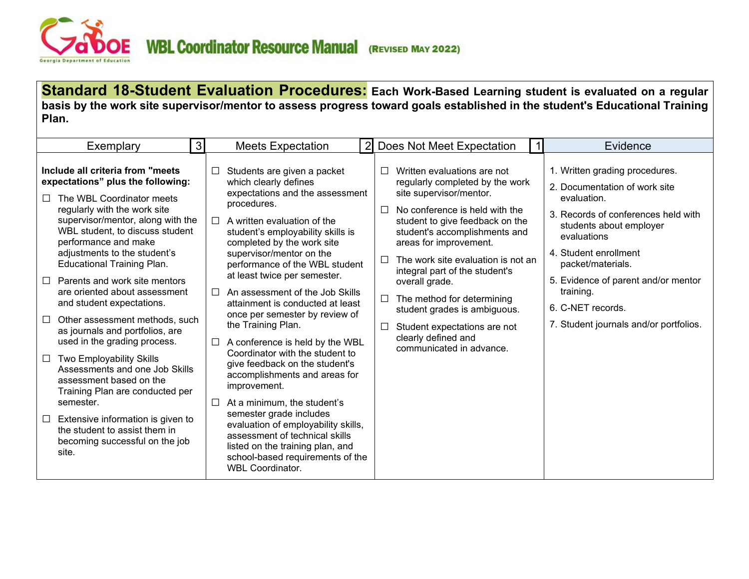**Standard 18-Student Evaluation Procedures:** **Each Work-Based Learning student is evaluated on a regular basis by the work site supervisor/mentor to assess progress toward goals established in the student's Educational Training Plan.**

| Exemplary 3 | Meets Expectation 2 | Does Not Meet Expectation 1 | Evidence |
|---|---|---|---|
| **Include all criteria from "meets expectations" plus the following:**<br>☐ The WBL Coordinator meets regularly with the work site supervisor/mentor, along with the WBL student, to discuss student performance and make adjustments to the student's Educational Training Plan.<br>☐ Parents and work site mentors are oriented about assessment and student expectations.<br>☐ Other assessment methods, such as journals and portfolios, are used in the grading process.<br>☐ Two Employability Skills Assessments and one Job Skills assessment based on the Training Plan are conducted per semester.<br>☐ Extensive information is given to the student to assist them in becoming successful on the job site. | ☐ Students are given a packet which clearly defines expectations and the assessment procedures.<br>☐ A written evaluation of the student's employability skills is completed by the work site supervisor/mentor on the performance of the WBL student at least twice per semester.<br>☐ An assessment of the Job Skills attainment is conducted at least once per semester by review of the Training Plan.<br>☐ A conference is held by the WBL Coordinator with the student to give feedback on the student's accomplishments and areas for improvement.<br>☐ At a minimum, the student's semester grade includes evaluation of employability skills, assessment of technical skills listed on the training plan, and school-based requirements of the WBL Coordinator. | ☐ Written evaluations are not regularly completed by the work site supervisor/mentor.<br>☐ No conference is held with the student to give feedback on the student's accomplishments and areas for improvement.<br>☐ The work site evaluation is not an integral part of the student's overall grade.<br>☐ The method for determining student grades is ambiguous.<br>☐ Student expectations are not clearly defined and communicated in advance. | 1. Written grading procedures.<br>2. Documentation of work site evaluation.<br>3. Records of conferences held with students about employer evaluations<br>4. Student enrollment packet/materials.<br>5. Evidence of parent and/or mentor training.<br>6. C-NET records.<br>7. Student journals and/or portfolios. |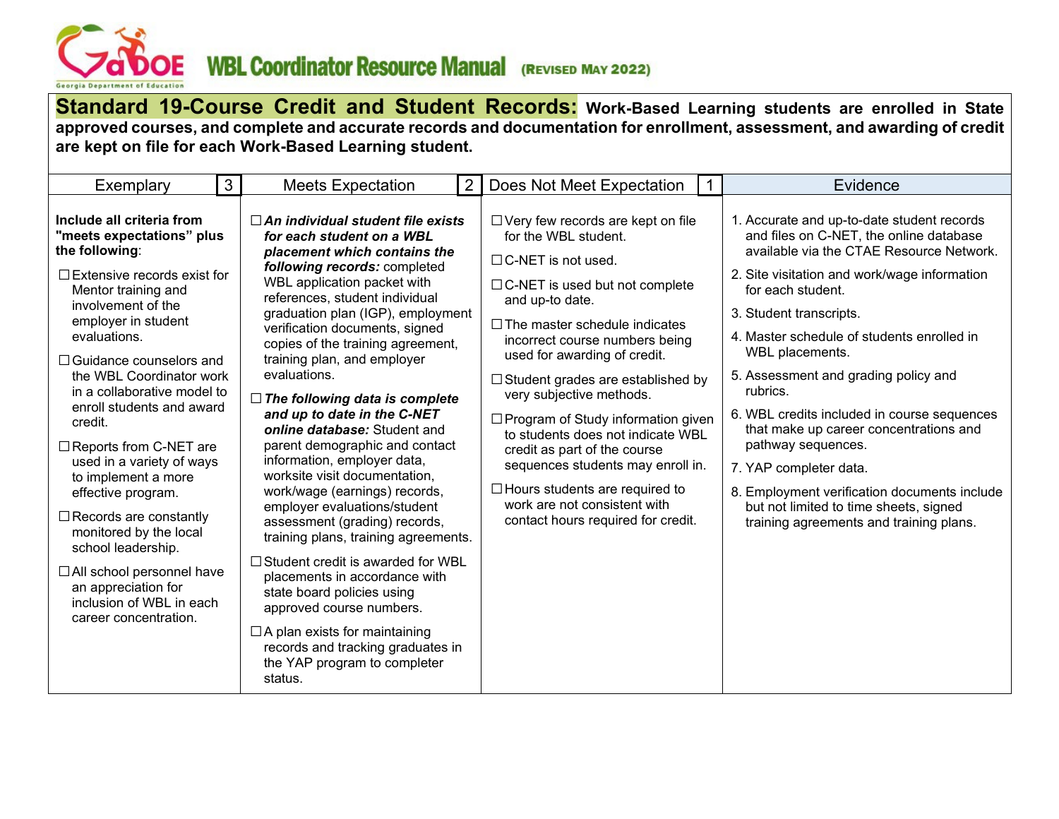## Standard 19-Course Credit and Student Records: **Work-Based Learning students are enrolled in State approved courses, and complete and accurate records and documentation for enrollment, assessment, and awarding of credit are kept on file for each Work-Based Learning student.**

| Exemplary 3 | Meets Expectation 2 | Does Not Meet Expectation 1 | Evidence |
|---|---|---|---|
| **Include all criteria from "meets expectations" plus the following**:<br><br>☐ Extensive records exist for Mentor training and involvement of the employer in student evaluations.<br><br>☐ Guidance counselors and the WBL Coordinator work in a collaborative model to enroll students and award credit.<br><br>☐ Reports from C-NET are used in a variety of ways to implement a more effective program.<br><br>☐ Records are constantly monitored by the local school leadership.<br><br>☐ All school personnel have an appreciation for inclusion of WBL in each career concentration. | ☐ ***An individual student file exists for each student on a WBL placement which contains the following records:*** completed WBL application packet with references, student individual graduation plan (IGP), employment verification documents, signed copies of the training agreement, training plan, and employer evaluations.<br><br>☐ ***The following data is complete and up to date in the C-NET online database:*** Student and parent demographic and contact information, employer data, worksite visit documentation, work/wage (earnings) records, employer evaluations/student assessment (grading) records, training plans, training agreements.<br><br>☐ Student credit is awarded for WBL placements in accordance with state board policies using approved course numbers.<br><br>☐ A plan exists for maintaining records and tracking graduates in the YAP program to completer status. | ☐ Very few records are kept on file for the WBL student.<br><br>☐ C-NET is not used.<br><br>☐ C-NET is used but not complete and up-to date.<br><br>☐ The master schedule indicates incorrect course numbers being used for awarding of credit.<br><br>☐ Student grades are established by very subjective methods.<br><br>☐ Program of Study information given to students does not indicate WBL credit as part of the course sequences students may enroll in.<br><br>☐ Hours students are required to work are not consistent with contact hours required for credit. | 1. Accurate and up-to-date student records and files on C-NET, the online database available via the CTAE Resource Network.<br><br>2. Site visitation and work/wage information for each student.<br><br>3. Student transcripts.<br><br>4. Master schedule of students enrolled in WBL placements.<br><br>5. Assessment and grading policy and rubrics.<br><br>6. WBL credits included in course sequences that make up career concentrations and pathway sequences.<br><br>7. YAP completer data.<br><br>8. Employment verification documents include but not limited to time sheets, signed training agreements and training plans. |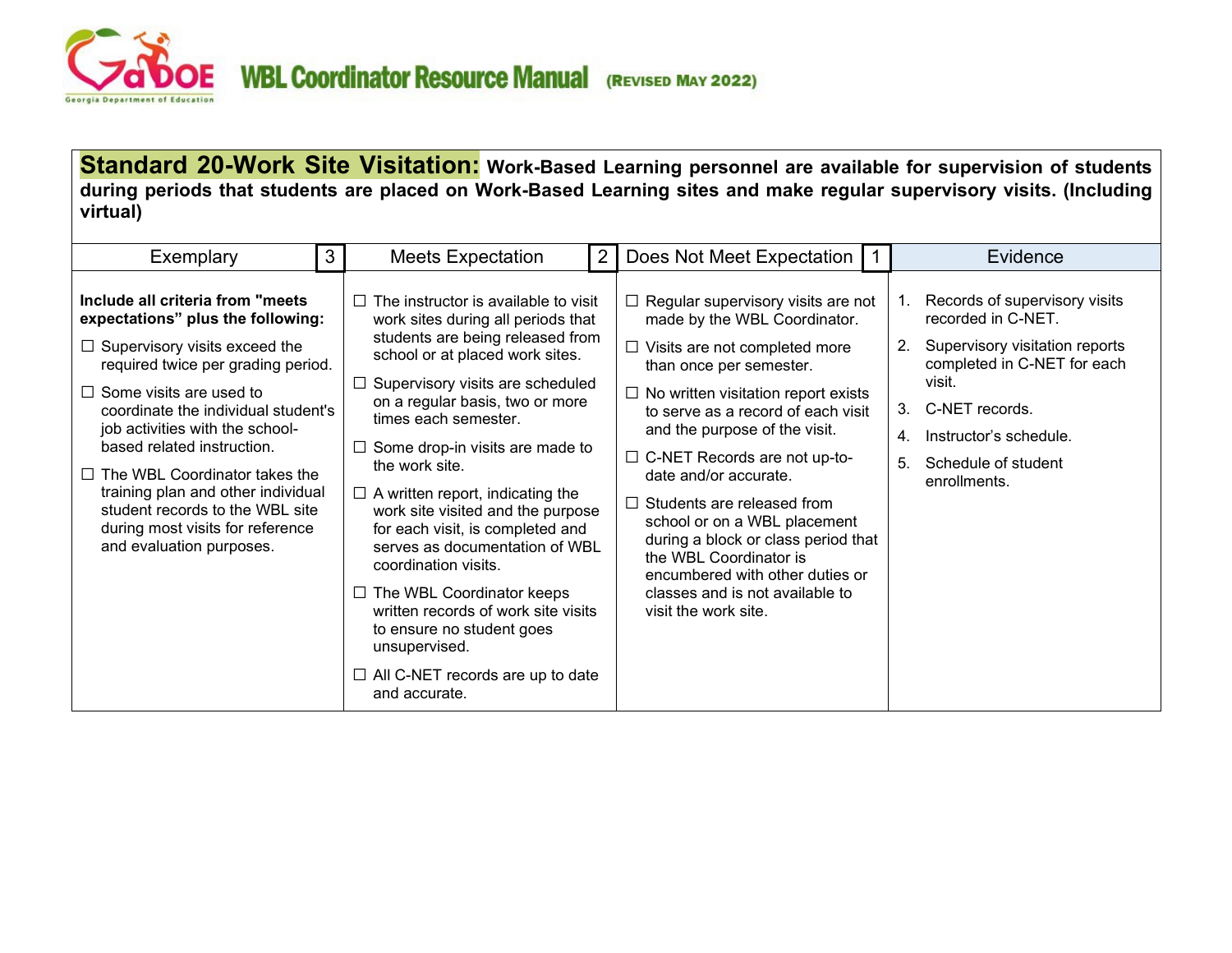**Standard 20-Work Site Visitation:** **Work-Based Learning personnel are available for supervision of students during periods that students are placed on Work-Based Learning sites and make regular supervisory visits. (Including virtual)**

| Exemplary 3 | Meets Expectation 2 | Does Not Meet Expectation 1 | Evidence |
|---|---|---|---|
| **Include all criteria from "meets expectations" plus the following:**<br>☐ Supervisory visits exceed the required twice per grading period.<br>☐ Some visits are used to coordinate the individual student's job activities with the school-based related instruction.<br>☐ The WBL Coordinator takes the training plan and other individual student records to the WBL site during most visits for reference and evaluation purposes. | ☐ The instructor is available to visit work sites during all periods that students are being released from school or at placed work sites.<br>☐ Supervisory visits are scheduled on a regular basis, two or more times each semester.<br>☐ Some drop-in visits are made to the work site.<br>☐ A written report, indicating the work site visited and the purpose for each visit, is completed and serves as documentation of WBL coordination visits.<br>☐ The WBL Coordinator keeps written records of work site visits to ensure no student goes unsupervised.<br>☐ All C-NET records are up to date and accurate. | ☐ Regular supervisory visits are not made by the WBL Coordinator.<br>☐ Visits are not completed more than once per semester.<br>☐ No written visitation report exists to serve as a record of each visit and the purpose of the visit.<br>☐ C-NET Records are not up-to-date and/or accurate.<br>☐ Students are released from school or on a WBL placement during a block or class period that the WBL Coordinator is encumbered with other duties or classes and is not available to visit the work site. | 1. Records of supervisory visits recorded in C-NET.<br>2. Supervisory visitation reports completed in C-NET for each visit.<br>3. C-NET records.<br>4. Instructor's schedule.<br>5. Schedule of student enrollments. |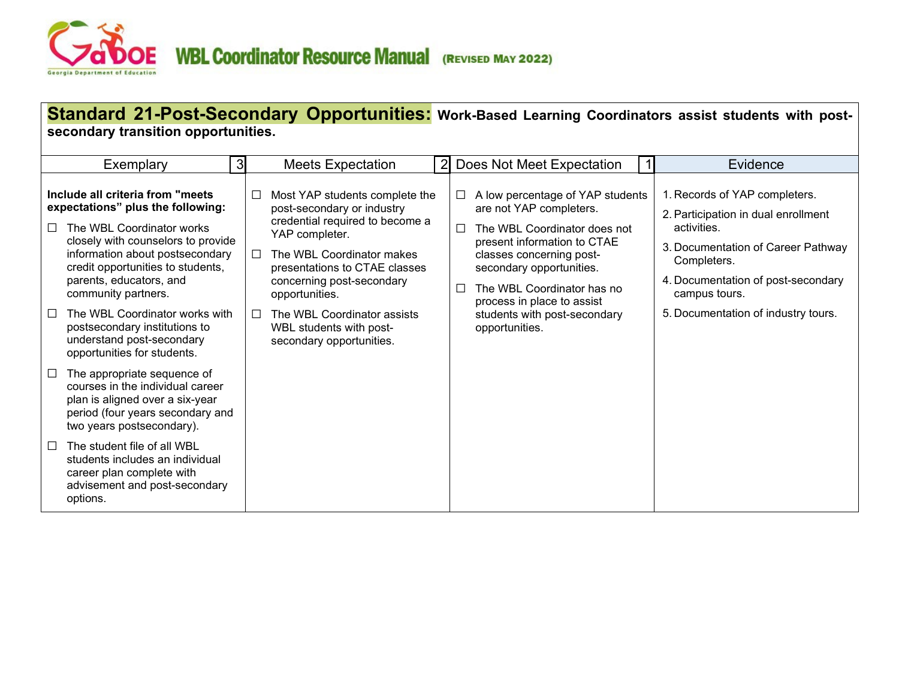## Standard 21-Post-Secondary Opportunities: Work-Based Learning Coordinators assist students with post-secondary transition opportunities.

| Exemplary 3 | Meets Expectation 2 | Does Not Meet Expectation 1 | Evidence |
|---|---|---|---|
| **Include all criteria from "meets expectations" plus the following:**<br>☐ The WBL Coordinator works closely with counselors to provide information about postsecondary credit opportunities to students, parents, educators, and community partners.<br>☐ The WBL Coordinator works with postsecondary institutions to understand post-secondary opportunities for students.<br>☐ The appropriate sequence of courses in the individual career plan is aligned over a six-year period (four years secondary and two years postsecondary).<br>☐ The student file of all WBL students includes an individual career plan complete with advisement and post-secondary options. | ☐ Most YAP students complete the post-secondary or industry credential required to become a YAP completer.<br>☐ The WBL Coordinator makes presentations to CTAE classes concerning post-secondary opportunities.<br>☐ The WBL Coordinator assists WBL students with post-secondary opportunities. | ☐ A low percentage of YAP students are not YAP completers.<br>☐ The WBL Coordinator does not present information to CTAE classes concerning post-secondary opportunities.<br>☐ The WBL Coordinator has no process in place to assist students with post-secondary opportunities. | 1. Records of YAP completers.<br>2. Participation in dual enrollment activities.<br>3. Documentation of Career Pathway Completers.<br>4. Documentation of post-secondary campus tours.<br>5. Documentation of industry tours. |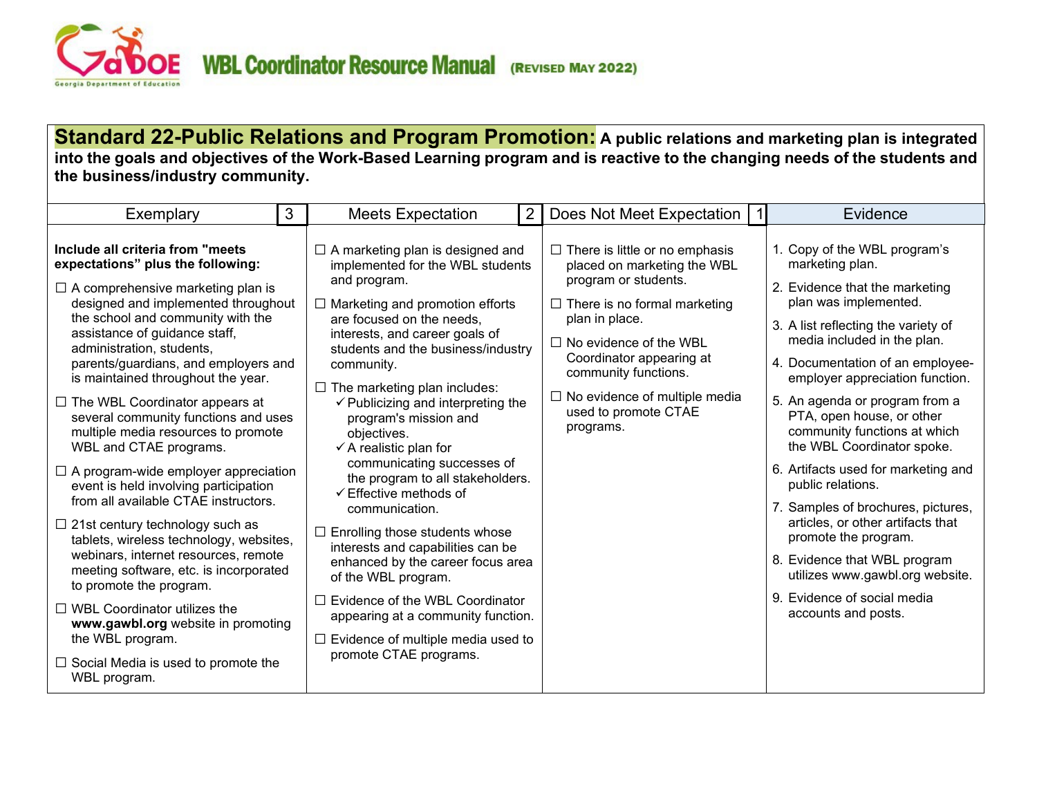## Standard 22-Public Relations and Program Promotion: A public relations and marketing plan is integrated into the goals and objectives of the Work-Based Learning program and is reactive to the changing needs of the students and the business/industry community.

| Exemplary 3 | Meets Expectation 2 | Does Not Meet Expectation 1 | Evidence |
|---|---|---|---|
| **Include all criteria from "meets expectations" plus the following:**<br>☐ A comprehensive marketing plan is designed and implemented throughout the school and community with the assistance of guidance staff, administration, students, parents/guardians, and employers and is maintained throughout the year.<br>☐ The WBL Coordinator appears at several community functions and uses multiple media resources to promote WBL and CTAE programs.<br>☐ A program-wide employer appreciation event is held involving participation from all available CTAE instructors.<br>☐ 21st century technology such as tablets, wireless technology, websites, webinars, internet resources, remote meeting software, etc. is incorporated to promote the program.<br>☐ WBL Coordinator utilizes the **www.gawbl.org** website in promoting the WBL program.<br>☐ Social Media is used to promote the WBL program. | ☐ A marketing plan is designed and implemented for the WBL students and program.<br>☐ Marketing and promotion efforts are focused on the needs, interests, and career goals of students and the business/industry community.<br>☐ The marketing plan includes:<br>✓ Publicizing and interpreting the program's mission and objectives.<br>✓ A realistic plan for communicating successes of the program to all stakeholders.<br>✓ Effective methods of communication.<br>☐ Enrolling those students whose interests and capabilities can be enhanced by the career focus area of the WBL program.<br>☐ Evidence of the WBL Coordinator appearing at a community function.<br>☐ Evidence of multiple media used to promote CTAE programs. | ☐ There is little or no emphasis placed on marketing the WBL program or students.<br>☐ There is no formal marketing plan in place.<br>☐ No evidence of the WBL Coordinator appearing at community functions.<br>☐ No evidence of multiple media used to promote CTAE programs. | 1. Copy of the WBL program's marketing plan.<br>2. Evidence that the marketing plan was implemented.<br>3. A list reflecting the variety of media included in the plan.<br>4. Documentation of an employee-employer appreciation function.<br>5. An agenda or program from a PTA, open house, or other community functions at which the WBL Coordinator spoke.<br>6. Artifacts used for marketing and public relations.<br>7. Samples of brochures, pictures, articles, or other artifacts that promote the program.<br>8. Evidence that WBL program utilizes www.gawbl.org website.<br>9. Evidence of social media accounts and posts. |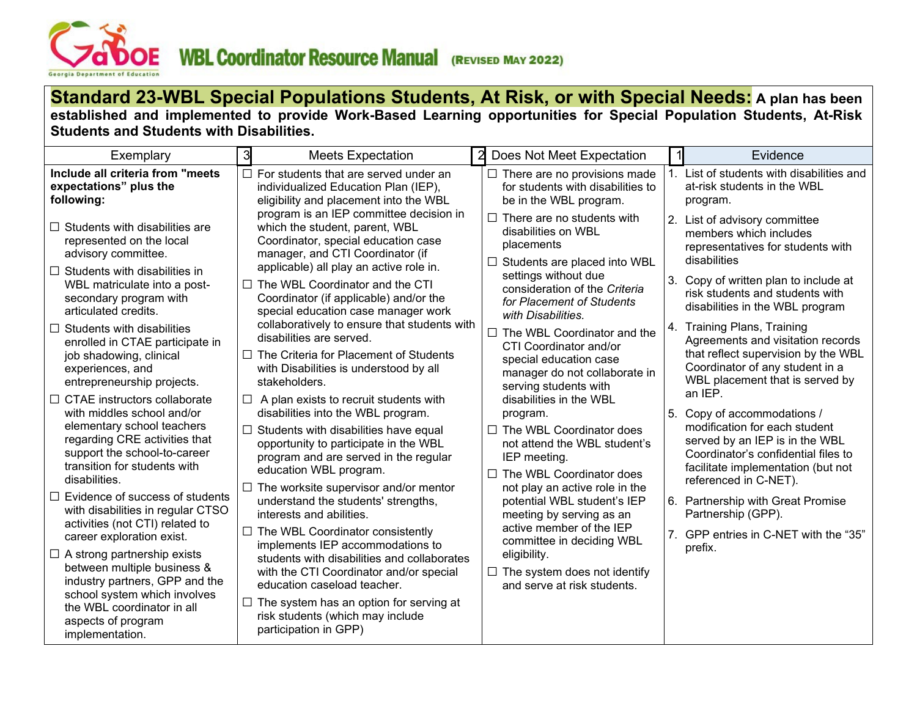## Standard 23-WBL Special Populations Students, At Risk, or with Special Needs: A plan has been established and implemented to provide Work-Based Learning opportunities for Special Population Students, At-Risk Students and Students with Disabilities.

| Exemplary | 3 Meets Expectation | 2 Does Not Meet Expectation | 1 Evidence |
|---|---|---|---|
| **Include all criteria from "meets expectations" plus the following:**<br><br>☐ Students with disabilities are represented on the local advisory committee.<br>☐ Students with disabilities in WBL matriculate into a post-secondary program with articulated credits.<br>☐ Students with disabilities enrolled in CTAE participate in job shadowing, clinical experiences, and entrepreneurship projects.<br>☐ CTAE instructors collaborate with middles school and/or elementary school teachers regarding CRE activities that support the school-to-career transition for students with disabilities.<br>☐ Evidence of success of students with disabilities in regular CTSO activities (not CTI) related to career exploration exist.<br>☐ A strong partnership exists between multiple business & industry partners, GPP and the school system which involves the WBL coordinator in all aspects of program implementation. | ☐ For students that are served under an individualized Education Plan (IEP), eligibility and placement into the WBL program is an IEP committee decision in which the student, parent, WBL Coordinator, special education case manager, and CTI Coordinator (if applicable) all play an active role in.<br>☐ The WBL Coordinator and the CTI Coordinator (if applicable) and/or the special education case manager work collaboratively to ensure that students with disabilities are served.<br>☐ The Criteria for Placement of Students with Disabilities is understood by all stakeholders.<br>☐ A plan exists to recruit students with disabilities into the WBL program.<br>☐ Students with disabilities have equal opportunity to participate in the WBL program and are served in the regular education WBL program.<br>☐ The worksite supervisor and/or mentor understand the students' strengths, interests and abilities.<br>☐ The WBL Coordinator consistently implements IEP accommodations to students with disabilities and collaborates with the CTI Coordinator and/or special education caseload teacher.<br>☐ The system has an option for serving at risk students (which may include participation in GPP) | ☐ There are no provisions made for students with disabilities to be in the WBL program.<br>☐ There are no students with disabilities on WBL placements<br>☐ Students are placed into WBL settings without due consideration of the *Criteria for Placement of Students with Disabilities.*<br>☐ The WBL Coordinator and the CTI Coordinator and/or special education case manager do not collaborate in serving students with disabilities in the WBL program.<br>☐ The WBL Coordinator does not attend the WBL student's IEP meeting.<br>☐ The WBL Coordinator does not play an active role in the potential WBL student's IEP meeting by serving as an active member of the IEP committee in deciding WBL eligibility.<br>☐ The system does not identify and serve at risk students. | 1. List of students with disabilities and at-risk students in the WBL program.<br>2. List of advisory committee members which includes representatives for students with disabilities<br>3. Copy of written plan to include at risk students and students with disabilities in the WBL program<br>4. Training Plans, Training Agreements and visitation records that reflect supervision by the WBL Coordinator of any student in a WBL placement that is served by an IEP.<br>5. Copy of accommodations / modification for each student served by an IEP is in the WBL Coordinator's confidential files to facilitate implementation (but not referenced in C-NET).<br>6. Partnership with Great Promise Partnership (GPP).<br>7. GPP entries in C-NET with the "35" prefix. |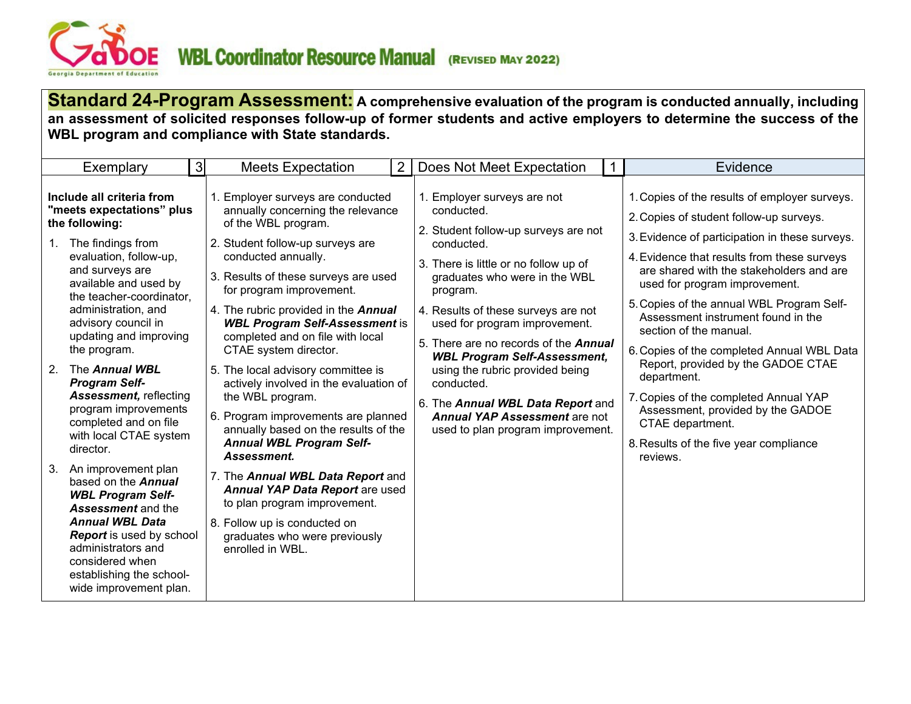**Standard 24-Program Assessment:** **A comprehensive evaluation of the program is conducted annually, including an assessment of solicited responses follow-up of former students and active employers to determine the success of the WBL program and compliance with State standards.**

| Exemplary 3 | Meets Expectation 2 | Does Not Meet Expectation 1 | Evidence |
|---|---|---|---|
| **Include all criteria from "meets expectations" plus the following:**<br>1. The findings from evaluation, follow-up, and surveys are available and used by the teacher-coordinator, administration, and advisory council in updating and improving the program.<br>2. The ***Annual WBL Program Self-Assessment,*** reflecting program improvements completed and on file with local CTAE system director.<br>3. An improvement plan based on the ***Annual WBL Program Self-Assessment*** and the ***Annual WBL Data Report*** is used by school administrators and considered when establishing the school-wide improvement plan. | 1. Employer surveys are conducted annually concerning the relevance of the WBL program.<br>2. Student follow-up surveys are conducted annually.<br>3. Results of these surveys are used for program improvement.<br>4. The rubric provided in the ***Annual WBL Program Self-Assessment*** is completed and on file with local CTAE system director.<br>5. The local advisory committee is actively involved in the evaluation of the WBL program.<br>6. Program improvements are planned annually based on the results of the ***Annual WBL Program Self-Assessment.***<br>7. The ***Annual WBL Data Report*** and ***Annual YAP Data Report*** are used to plan program improvement.<br>8. Follow up is conducted on graduates who were previously enrolled in WBL. | 1. Employer surveys are not conducted.<br>2. Student follow-up surveys are not conducted.<br>3. There is little or no follow up of graduates who were in the WBL program.<br>4. Results of these surveys are not used for program improvement.<br>5. There are no records of the ***Annual WBL Program Self-Assessment,*** using the rubric provided being conducted.<br>6. The ***Annual WBL Data Report*** and ***Annual YAP Assessment*** are not used to plan program improvement. | 1. Copies of the results of employer surveys.<br>2. Copies of student follow-up surveys.<br>3. Evidence of participation in these surveys.<br>4. Evidence that results from these surveys are shared with the stakeholders and are used for program improvement.<br>5. Copies of the annual WBL Program Self-Assessment instrument found in the section of the manual.<br>6. Copies of the completed Annual WBL Data Report, provided by the GADOE CTAE department.<br>7. Copies of the completed Annual YAP Assessment, provided by the GADOE CTAE department.<br>8. Results of the five year compliance reviews. |